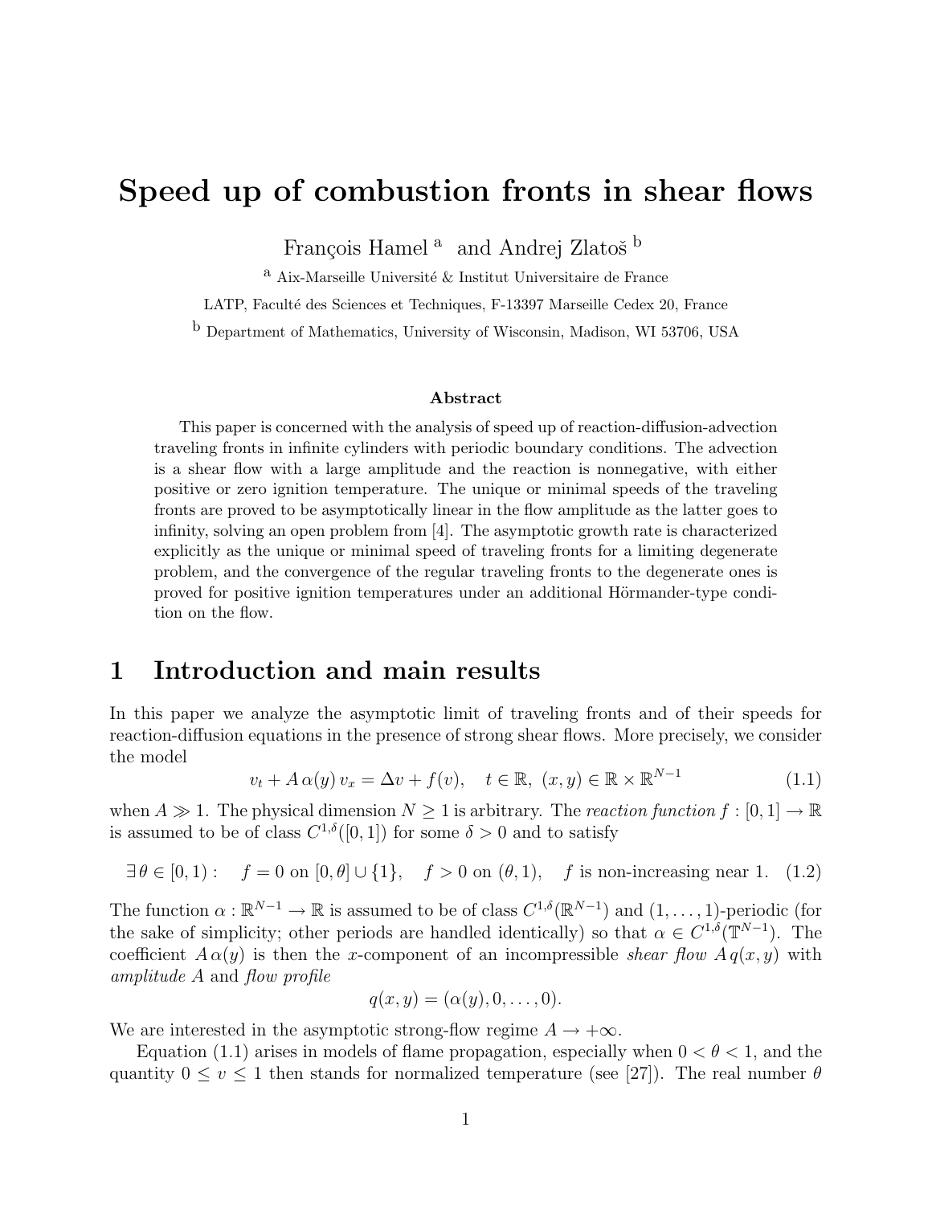# Speed up of combustion fronts in shear flows

François Hamel [a] and Andrej Zlatoš [b]

[a] Aix-Marseille Université & Institut Universitaire de France

LATP, Faculté des Sciences et Techniques, F-13397 Marseille Cedex 20, France

[b] Department of Mathematics, University of Wisconsin, Madison, WI 53706, USA

### Abstract

This paper is concerned with the analysis of speed up of reaction-diffusion-advection traveling fronts in infinite cylinders with periodic boundary conditions. The advection is a shear flow with a large amplitude and the reaction is nonnegative, with either positive or zero ignition temperature. The unique or minimal speeds of the traveling fronts are proved to be asymptotically linear in the flow amplitude as the latter goes to infinity, solving an open problem from [4]. The asymptotic growth rate is characterized explicitly as the unique or minimal speed of traveling fronts for a limiting degenerate problem, and the convergence of the regular traveling fronts to the degenerate ones is proved for positive ignition temperatures under an additional Hörmander-type condition on the flow.

## 1 Introduction and main results

In this paper we analyze the asymptotic limit of traveling fronts and of their speeds for reaction-diffusion equations in the presence of strong shear flows. More precisely, we consider the model

$$v_t + A\,\alpha(y)\,v_x = \Delta v + f(v), \quad t \in \mathbb{R},\ (x,y) \in \mathbb{R} \times \mathbb{R}^{N-1} \tag{1.1}$$

when $A \gg 1$. The physical dimension $N \geq 1$ is arbitrary. The *reaction function* $f : [0,1] \to \mathbb{R}$ is assumed to be of class $C^{1,\delta}([0,1])$ for some $\delta > 0$ and to satisfy

$$\exists\, \theta \in [0,1): \quad f = 0 \text{ on } [0,\theta] \cup \{1\}, \quad f > 0 \text{ on } (\theta,1), \quad f \text{ is non-increasing near } 1. \tag{1.2}$$

The function $\alpha : \mathbb{R}^{N-1} \to \mathbb{R}$ is assumed to be of class $C^{1,\delta}(\mathbb{R}^{N-1})$ and $(1,\ldots,1)$-periodic (for the sake of simplicity; other periods are handled identically) so that $\alpha \in C^{1,\delta}(\mathbb{T}^{N-1})$. The coefficient $A\,\alpha(y)$ is then the $x$-component of an incompressible *shear flow* $A\,q(x,y)$ with *amplitude* $A$ and *flow profile*

$$q(x,y) = (\alpha(y), 0, \ldots, 0).$$

We are interested in the asymptotic strong-flow regime $A \to +\infty$.

Equation (1.1) arises in models of flame propagation, especially when $0 < \theta < 1$, and the quantity $0 \leq v \leq 1$ then stands for normalized temperature (see [27]). The real number $\theta$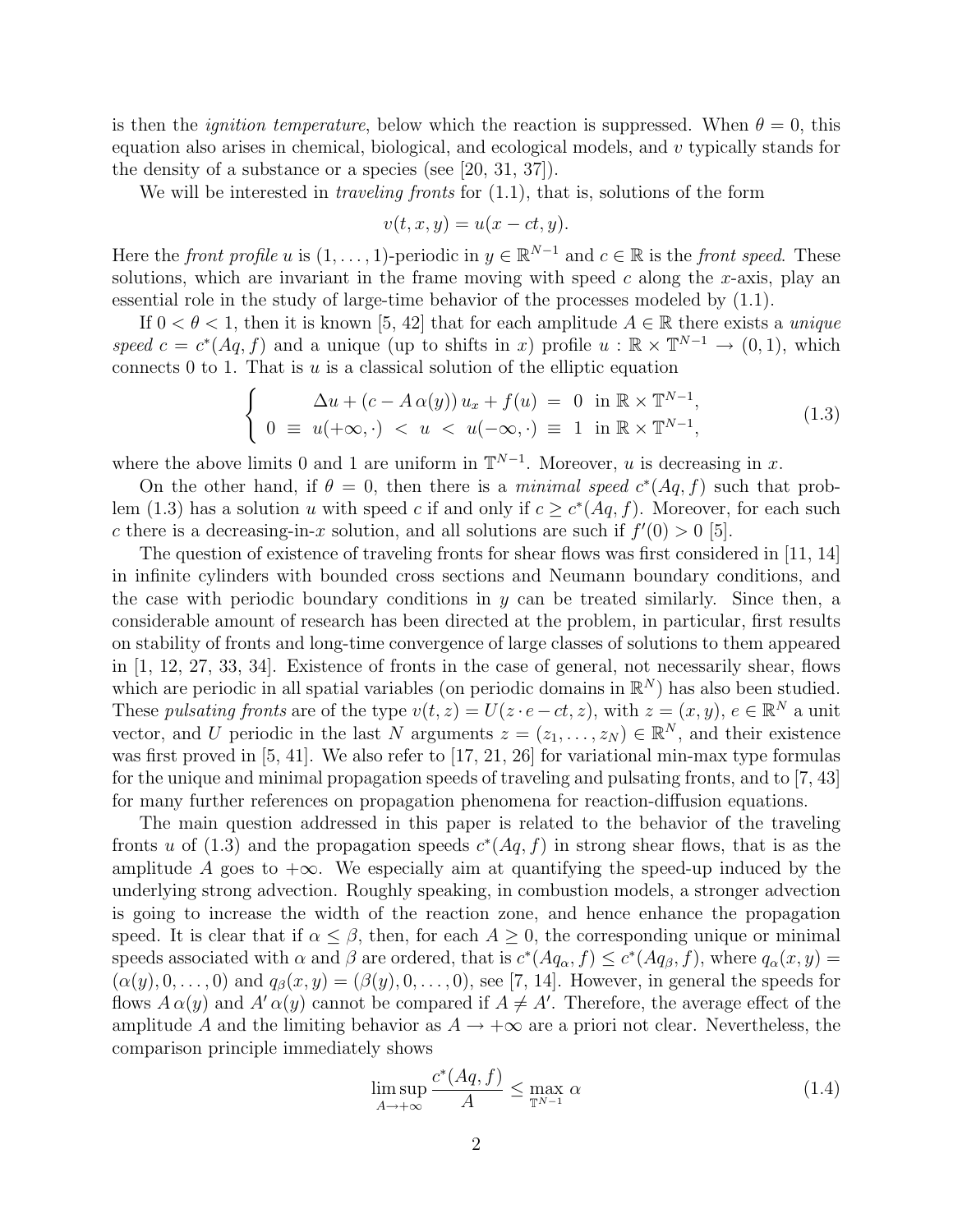is then the *ignition temperature*, below which the reaction is suppressed. When $\theta = 0$, this equation also arises in chemical, biological, and ecological models, and $v$ typically stands for the density of a substance or a species (see [20, 31, 37]).

We will be interested in *traveling fronts* for (1.1), that is, solutions of the form

$$v(t, x, y) = u(x - ct, y).$$

Here the *front profile* $u$ is $(1, \ldots, 1)$-periodic in $y \in \mathbb{R}^{N-1}$ and $c \in \mathbb{R}$ is the *front speed*. These solutions, which are invariant in the frame moving with speed $c$ along the $x$-axis, play an essential role in the study of large-time behavior of the processes modeled by (1.1).

If $0 < \theta < 1$, then it is known [5, 42] that for each amplitude $A \in \mathbb{R}$ there exists a *unique speed* $c = c^*(Aq, f)$ and a unique (up to shifts in $x$) profile $u : \mathbb{R} \times \mathbb{T}^{N-1} \to (0, 1)$, which connects 0 to 1. That is $u$ is a classical solution of the elliptic equation

$$\begin{cases} \Delta u + (c - A\,\alpha(y))\, u_x + f(u) \;=\; 0 \;\; \text{in } \mathbb{R} \times \mathbb{T}^{N-1}, \\ 0 \;\equiv\; u(+\infty, \cdot) \;<\; u \;<\; u(-\infty, \cdot) \;\equiv\; 1 \;\; \text{in } \mathbb{R} \times \mathbb{T}^{N-1}, \end{cases} \tag{1.3}$$

where the above limits 0 and 1 are uniform in $\mathbb{T}^{N-1}$. Moreover, $u$ is decreasing in $x$.

On the other hand, if $\theta = 0$, then there is a *minimal speed* $c^*(Aq, f)$ such that problem (1.3) has a solution $u$ with speed $c$ if and only if $c \geq c^*(Aq, f)$. Moreover, for each such $c$ there is a decreasing-in-$x$ solution, and all solutions are such if $f'(0) > 0$ [5].

The question of existence of traveling fronts for shear flows was first considered in [11, 14] in infinite cylinders with bounded cross sections and Neumann boundary conditions, and the case with periodic boundary conditions in $y$ can be treated similarly. Since then, a considerable amount of research has been directed at the problem, in particular, first results on stability of fronts and long-time convergence of large classes of solutions to them appeared in [1, 12, 27, 33, 34]. Existence of fronts in the case of general, not necessarily shear, flows which are periodic in all spatial variables (on periodic domains in $\mathbb{R}^N$) has also been studied. These *pulsating fronts* are of the type $v(t, z) = U(z \cdot e - ct, z)$, with $z = (x, y)$, $e \in \mathbb{R}^N$ a unit vector, and $U$ periodic in the last $N$ arguments $z = (z_1, \ldots, z_N) \in \mathbb{R}^N$, and their existence was first proved in [5, 41]. We also refer to [17, 21, 26] for variational min-max type formulas for the unique and minimal propagation speeds of traveling and pulsating fronts, and to [7, 43] for many further references on propagation phenomena for reaction-diffusion equations.

The main question addressed in this paper is related to the behavior of the traveling fronts $u$ of (1.3) and the propagation speeds $c^*(Aq, f)$ in strong shear flows, that is as the amplitude $A$ goes to $+\infty$. We especially aim at quantifying the speed-up induced by the underlying strong advection. Roughly speaking, in combustion models, a stronger advection is going to increase the width of the reaction zone, and hence enhance the propagation speed. It is clear that if $\alpha \leq \beta$, then, for each $A \geq 0$, the corresponding unique or minimal speeds associated with $\alpha$ and $\beta$ are ordered, that is $c^*(Aq_\alpha, f) \leq c^*(Aq_\beta, f)$, where $q_\alpha(x, y) = (\alpha(y), 0, \ldots, 0)$ and $q_\beta(x, y) = (\beta(y), 0, \ldots, 0)$, see [7, 14]. However, in general the speeds for flows $A\,\alpha(y)$ and $A'\,\alpha(y)$ cannot be compared if $A \neq A'$. Therefore, the average effect of the amplitude $A$ and the limiting behavior as $A \to +\infty$ are a priori not clear. Nevertheless, the comparison principle immediately shows

$$\limsup_{A \to +\infty} \frac{c^*(Aq, f)}{A} \leq \max_{\mathbb{T}^{N-1}} \alpha \tag{1.4}$$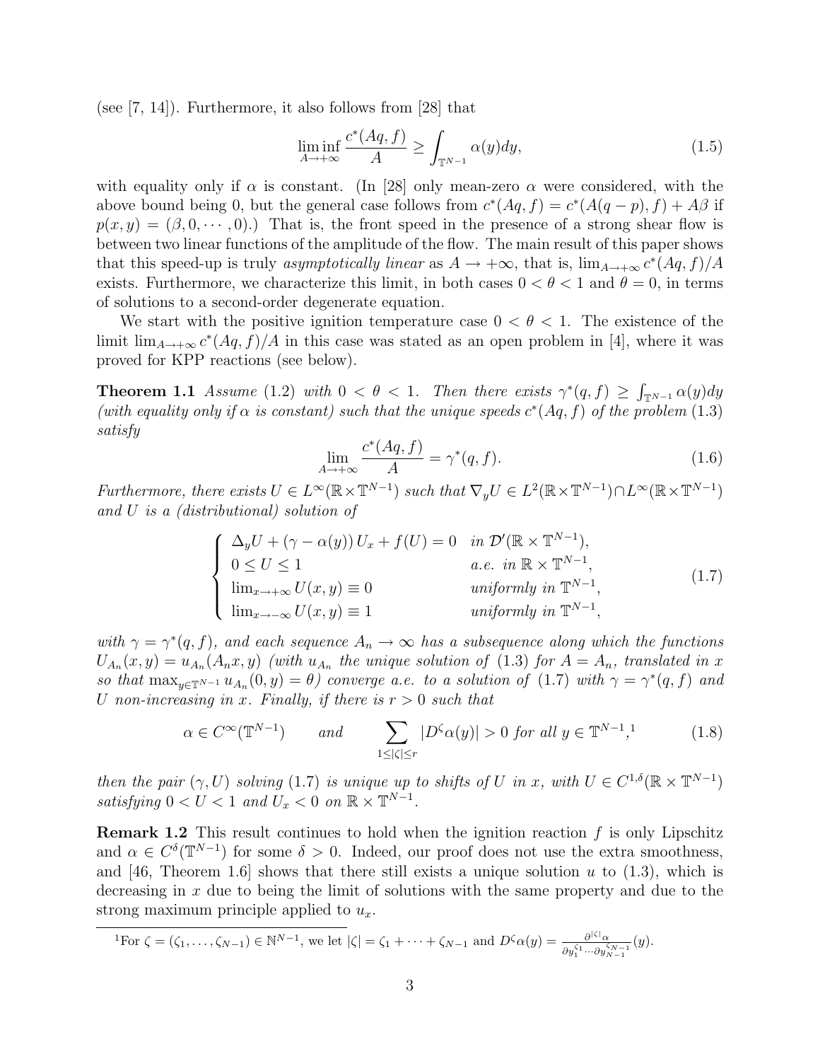(see [7, 14]). Furthermore, it also follows from [28] that

$$\liminf_{A\to+\infty} \frac{c^*(Aq,f)}{A} \geq \int_{\mathbb{T}^{N-1}} \alpha(y)dy, \tag{1.5}$$

with equality only if $\alpha$ is constant. (In [28] only mean-zero $\alpha$ were considered, with the above bound being 0, but the general case follows from $c^*(Aq,f) = c^*(A(q-p),f) + A\beta$ if $p(x,y) = (\beta, 0, \cdots, 0)$.) That is, the front speed in the presence of a strong shear flow is between two linear functions of the amplitude of the flow. The main result of this paper shows that this speed-up is truly *asymptotically linear* as $A \to +\infty$, that is, $\lim_{A\to+\infty} c^*(Aq,f)/A$ exists. Furthermore, we characterize this limit, in both cases $0 < \theta < 1$ and $\theta = 0$, in terms of solutions to a second-order degenerate equation.

We start with the positive ignition temperature case $0 < \theta < 1$. The existence of the limit $\lim_{A\to+\infty} c^*(Aq,f)/A$ in this case was stated as an open problem in [4], where it was proved for KPP reactions (see below).

**Theorem 1.1** *Assume* (1.2) *with* $0 < \theta < 1$. *Then there exists* $\gamma^*(q,f) \geq \int_{\mathbb{T}^{N-1}} \alpha(y)dy$ *(with equality only if* $\alpha$ *is constant) such that the unique speeds* $c^*(Aq,f)$ *of the problem* (1.3) *satisfy*

$$\lim_{A\to+\infty} \frac{c^*(Aq,f)}{A} = \gamma^*(q,f). \tag{1.6}$$

*Furthermore, there exists* $U \in L^\infty(\mathbb{R}\times\mathbb{T}^{N-1})$ *such that* $\nabla_y U \in L^2(\mathbb{R}\times\mathbb{T}^{N-1}) \cap L^\infty(\mathbb{R}\times\mathbb{T}^{N-1})$ *and* $U$ *is a (distributional) solution of*

$$\begin{cases} \Delta_y U + (\gamma - \alpha(y))\, U_x + f(U) = 0 & \text{in } \mathcal{D}'(\mathbb{R}\times\mathbb{T}^{N-1}), \\ 0 \leq U \leq 1 & \text{a.e. in } \mathbb{R}\times\mathbb{T}^{N-1}, \\ \lim_{x\to+\infty} U(x,y) \equiv 0 & \text{uniformly in } \mathbb{T}^{N-1}, \\ \lim_{x\to-\infty} U(x,y) \equiv 1 & \text{uniformly in } \mathbb{T}^{N-1}, \end{cases} \tag{1.7}$$

*with* $\gamma = \gamma^*(q,f)$, *and each sequence* $A_n \to \infty$ *has a subsequence along which the functions* $U_{A_n}(x,y) = u_{A_n}(A_n x, y)$ *(with* $u_{A_n}$ *the unique solution of* (1.3) *for* $A = A_n$, *translated in* $x$ *so that* $\max_{y\in\mathbb{T}^{N-1}} u_{A_n}(0,y) = \theta$*) converge a.e. to a solution of* (1.7) *with* $\gamma = \gamma^*(q,f)$ *and* $U$ *non-increasing in* $x$. *Finally, if there is* $r > 0$ *such that*

$$\alpha \in C^\infty(\mathbb{T}^{N-1}) \qquad \text{and} \qquad \sum_{1\leq|\zeta|\leq r} |D^\zeta \alpha(y)| > 0 \text{ for all } y \in \mathbb{T}^{N-1}, \text{[1]} \tag{1.8}$$

*then the pair* $(\gamma, U)$ *solving* (1.7) *is unique up to shifts of* $U$ *in* $x$, *with* $U \in C^{1,\delta}(\mathbb{R}\times\mathbb{T}^{N-1})$ *satisfying* $0 < U < 1$ *and* $U_x < 0$ *on* $\mathbb{R}\times\mathbb{T}^{N-1}$.

**Remark 1.2** This result continues to hold when the ignition reaction $f$ is only Lipschitz and $\alpha \in C^\delta(\mathbb{T}^{N-1})$ for some $\delta > 0$. Indeed, our proof does not use the extra smoothness, and [46, Theorem 1.6] shows that there still exists a unique solution $u$ to (1.3), which is decreasing in $x$ due to being the limit of solutions with the same property and due to the strong maximum principle applied to $u_x$.

[1] For $\zeta = (\zeta_1, \ldots, \zeta_{N-1}) \in \mathbb{N}^{N-1}$, we let $|\zeta| = \zeta_1 + \cdots + \zeta_{N-1}$ and $D^\zeta \alpha(y) = \frac{\partial^{|\zeta|}\alpha}{\partial y_1^{\zeta_1}\cdots\partial y_{N-1}^{\zeta_{N-1}}}(y)$.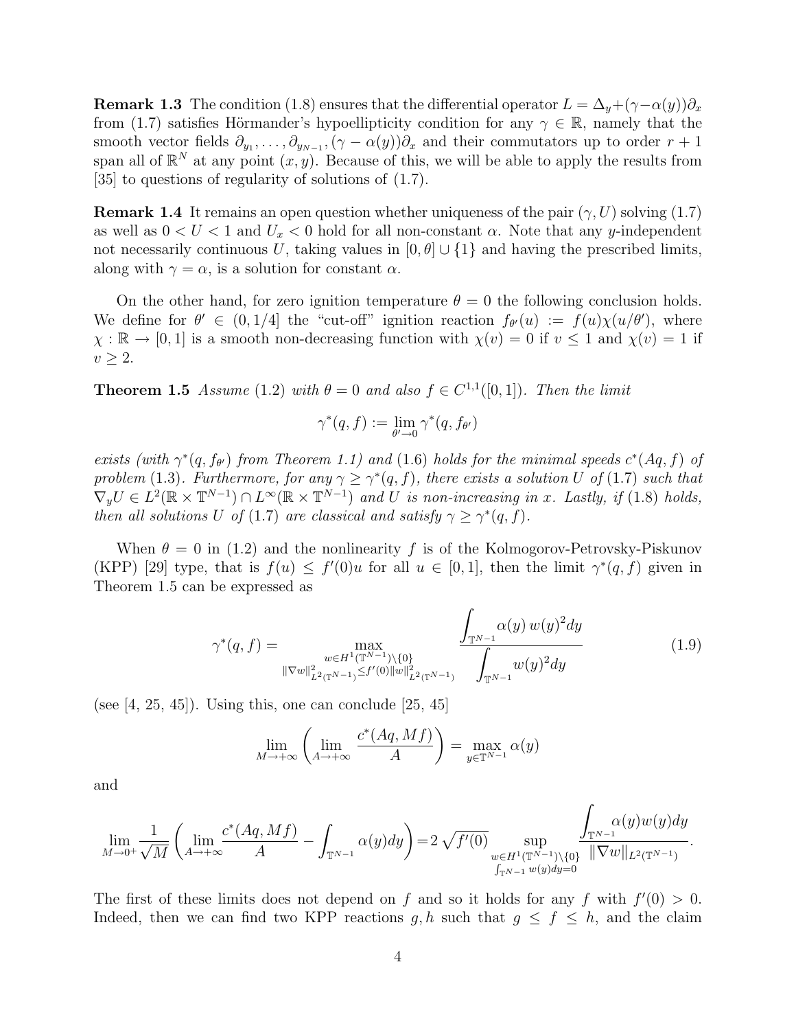**Remark 1.3** The condition (1.8) ensures that the differential operator $L = \Delta_y + (\gamma - \alpha(y))\partial_x$ from (1.7) satisfies Hörmander's hypoellipticity condition for any $\gamma \in \mathbb{R}$, namely that the smooth vector fields $\partial_{y_1}, \dots, \partial_{y_{N-1}}, (\gamma - \alpha(y))\partial_x$ and their commutators up to order $r+1$ span all of $\mathbb{R}^N$ at any point $(x, y)$. Because of this, we will be able to apply the results from [35] to questions of regularity of solutions of (1.7).

**Remark 1.4** It remains an open question whether uniqueness of the pair $(\gamma, U)$ solving (1.7) as well as $0 < U < 1$ and $U_x < 0$ hold for all non-constant $\alpha$. Note that any $y$-independent not necessarily continuous $U$, taking values in $[0, \theta] \cup \{1\}$ and having the prescribed limits, along with $\gamma = \alpha$, is a solution for constant $\alpha$.

On the other hand, for zero ignition temperature $\theta = 0$ the following conclusion holds. We define for $\theta' \in (0, 1/4]$ the "cut-off" ignition reaction $f_{\theta'}(u) := f(u)\chi(u/\theta')$, where $\chi : \mathbb{R} \to [0, 1]$ is a smooth non-decreasing function with $\chi(v) = 0$ if $v \le 1$ and $\chi(v) = 1$ if $v \ge 2$.

**Theorem 1.5** *Assume* (1.2) *with* $\theta = 0$ *and also* $f \in C^{1,1}([0, 1])$. *Then the limit*

$$\gamma^*(q, f) := \lim_{\theta' \to 0} \gamma^*(q, f_{\theta'})$$

*exists (with* $\gamma^*(q, f_{\theta'})$ *from Theorem 1.1) and* (1.6) *holds for the minimal speeds* $c^*(Aq, f)$ *of problem* (1.3). *Furthermore, for any* $\gamma \ge \gamma^*(q, f)$, *there exists a solution* $U$ *of* (1.7) *such that* $\nabla_y U \in L^2(\mathbb{R} \times \mathbb{T}^{N-1}) \cap L^\infty(\mathbb{R} \times \mathbb{T}^{N-1})$ *and* $U$ *is non-increasing in* $x$. *Lastly, if* (1.8) *holds, then all solutions* $U$ *of* (1.7) *are classical and satisfy* $\gamma \ge \gamma^*(q, f)$.

When $\theta = 0$ in (1.2) and the nonlinearity $f$ is of the Kolmogorov-Petrovsky-Piskunov (KPP) [29] type, that is $f(u) \le f'(0)u$ for all $u \in [0, 1]$, then the limit $\gamma^*(q, f)$ given in Theorem 1.5 can be expressed as

$$\gamma^*(q, f) = \max_{\substack{w \in H^1(\mathbb{T}^{N-1}) \setminus \{0\} \\ \|\nabla w\|^2_{L^2(\mathbb{T}^{N-1})} \le f'(0) \|w\|^2_{L^2(\mathbb{T}^{N-1})}}} \frac{\displaystyle\int_{\mathbb{T}^{N-1}} \alpha(y)\, w(y)^2 dy}{\displaystyle\int_{\mathbb{T}^{N-1}} w(y)^2 dy} \tag{1.9}$$

(see [4, 25, 45]). Using this, one can conclude [25, 45]

$$\lim_{M \to +\infty} \left( \lim_{A \to +\infty} \frac{c^*(Aq, Mf)}{A} \right) = \max_{y \in \mathbb{T}^{N-1}} \alpha(y)$$

and

$$\lim_{M \to 0^+} \frac{1}{\sqrt{M}} \left( \lim_{A \to +\infty} \frac{c^*(Aq, Mf)}{A} - \int_{\mathbb{T}^{N-1}} \alpha(y) dy \right) = 2\sqrt{f'(0)} \sup_{\substack{w \in H^1(\mathbb{T}^{N-1}) \setminus \{0\} \\ \int_{\mathbb{T}^{N-1}} w(y) dy = 0}} \frac{\displaystyle\int_{\mathbb{T}^{N-1}} \alpha(y) w(y) dy}{\|\nabla w\|_{L^2(\mathbb{T}^{N-1})}}.$$

The first of these limits does not depend on $f$ and so it holds for any $f$ with $f'(0) > 0$. Indeed, then we can find two KPP reactions $g, h$ such that $g \le f \le h$, and the claim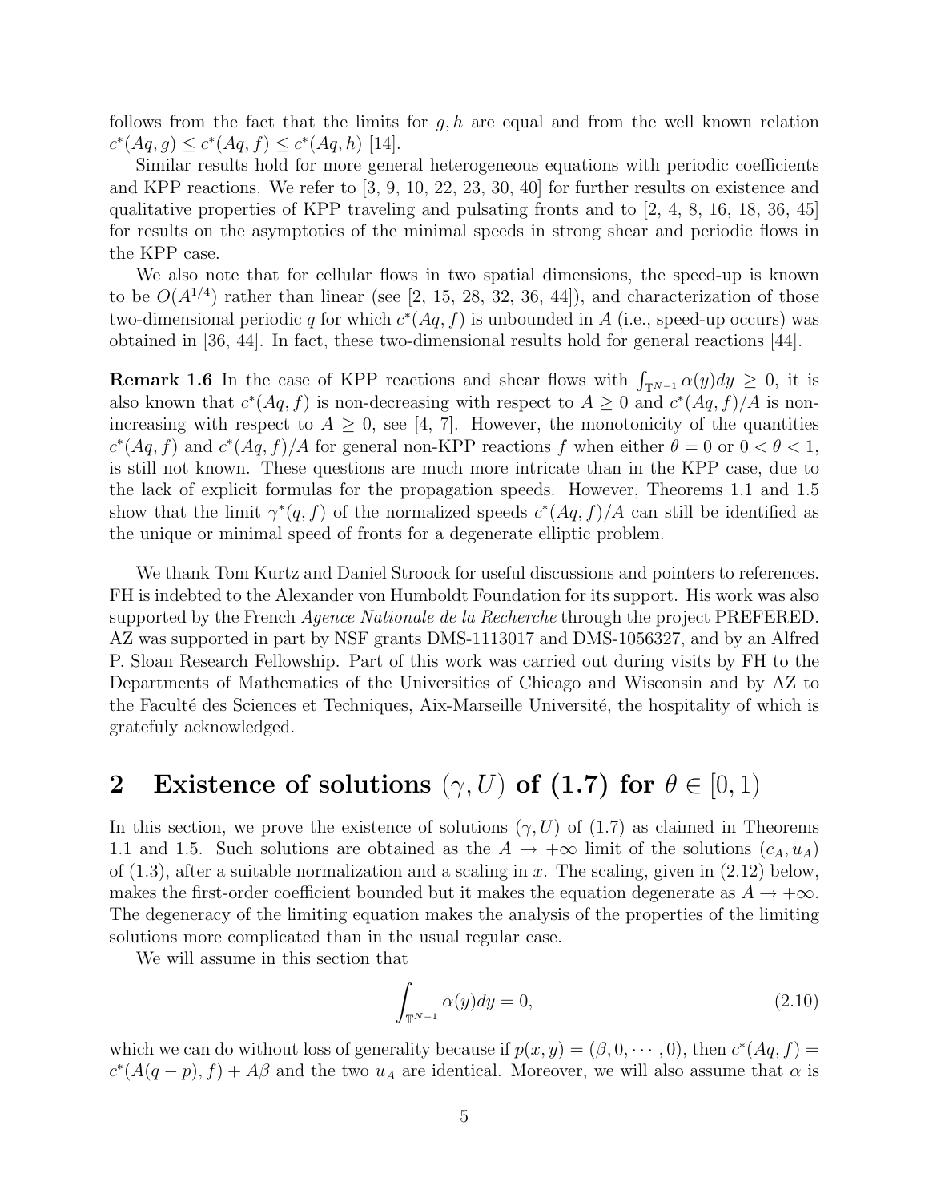follows from the fact that the limits for $g, h$ are equal and from the well known relation $c^*(Aq, g) \leq c^*(Aq, f) \leq c^*(Aq, h)$ [14].

Similar results hold for more general heterogeneous equations with periodic coefficients and KPP reactions. We refer to [3, 9, 10, 22, 23, 30, 40] for further results on existence and qualitative properties of KPP traveling and pulsating fronts and to [2, 4, 8, 16, 18, 36, 45] for results on the asymptotics of the minimal speeds in strong shear and periodic flows in the KPP case.

We also note that for cellular flows in two spatial dimensions, the speed-up is known to be $O(A^{1/4})$ rather than linear (see [2, 15, 28, 32, 36, 44]), and characterization of those two-dimensional periodic $q$ for which $c^*(Aq, f)$ is unbounded in $A$ (i.e., speed-up occurs) was obtained in [36, 44]. In fact, these two-dimensional results hold for general reactions [44].

**Remark 1.6** In the case of KPP reactions and shear flows with $\int_{\mathbb{T}^{N-1}} \alpha(y)dy \geq 0$, it is also known that $c^*(Aq, f)$ is non-decreasing with respect to $A \geq 0$ and $c^*(Aq, f)/A$ is non-increasing with respect to $A \geq 0$, see [4, 7]. However, the monotonicity of the quantities $c^*(Aq, f)$ and $c^*(Aq, f)/A$ for general non-KPP reactions $f$ when either $\theta = 0$ or $0 < \theta < 1$, is still not known. These questions are much more intricate than in the KPP case, due to the lack of explicit formulas for the propagation speeds. However, Theorems 1.1 and 1.5 show that the limit $\gamma^*(q, f)$ of the normalized speeds $c^*(Aq, f)/A$ can still be identified as the unique or minimal speed of fronts for a degenerate elliptic problem.

We thank Tom Kurtz and Daniel Stroock for useful discussions and pointers to references. FH is indebted to the Alexander von Humboldt Foundation for its support. His work was also supported by the French *Agence Nationale de la Recherche* through the project PREFERED. AZ was supported in part by NSF grants DMS-1113017 and DMS-1056327, and by an Alfred P. Sloan Research Fellowship. Part of this work was carried out during visits by FH to the Departments of Mathematics of the Universities of Chicago and Wisconsin and by AZ to the Faculté des Sciences et Techniques, Aix-Marseille Université, the hospitality of which is grateful acknowledged.

## 2 Existence of solutions $(\gamma, U)$ of (1.7) for $\theta \in [0, 1)$

In this section, we prove the existence of solutions $(\gamma, U)$ of (1.7) as claimed in Theorems 1.1 and 1.5. Such solutions are obtained as the $A \to +\infty$ limit of the solutions $(c_A, u_A)$ of (1.3), after a suitable normalization and a scaling in $x$. The scaling, given in (2.12) below, makes the first-order coefficient bounded but it makes the equation degenerate as $A \to +\infty$. The degeneracy of the limiting equation makes the analysis of the properties of the limiting solutions more complicated than in the usual regular case.

We will assume in this section that

$$\int_{\mathbb{T}^{N-1}} \alpha(y)dy = 0, \tag{2.10}$$

which we can do without loss of generality because if $p(x, y) = (\beta, 0, \cdots, 0)$, then $c^*(Aq, f) = c^*(A(q-p), f) + A\beta$ and the two $u_A$ are identical. Moreover, we will also assume that $\alpha$ is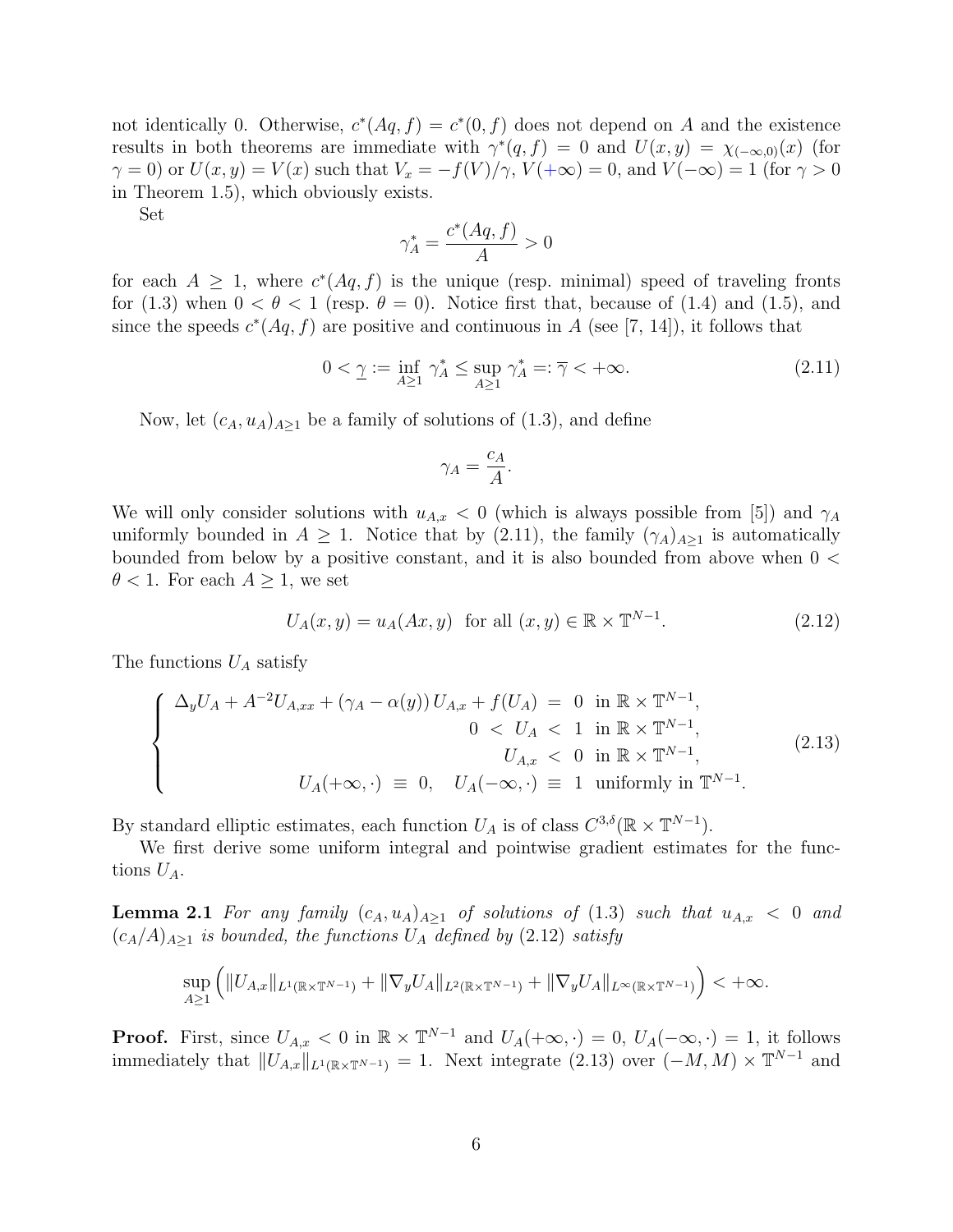not identically 0. Otherwise, $c^*(Aq, f) = c^*(0, f)$ does not depend on $A$ and the existence results in both theorems are immediate with $\gamma^*(q, f) = 0$ and $U(x, y) = \chi_{(-\infty,0)}(x)$ (for $\gamma = 0$) or $U(x, y) = V(x)$ such that $V_x = -f(V)/\gamma$, $V(+\infty) = 0$, and $V(-\infty) = 1$ (for $\gamma > 0$ in Theorem 1.5), which obviously exists.

Set

$$\gamma_A^* = \frac{c^*(Aq, f)}{A} > 0$$

for each $A \geq 1$, where $c^*(Aq, f)$ is the unique (resp. minimal) speed of traveling fronts for (1.3) when $0 < \theta < 1$ (resp. $\theta = 0$). Notice first that, because of (1.4) and (1.5), and since the speeds $c^*(Aq, f)$ are positive and continuous in $A$ (see [7, 14]), it follows that

$$0 < \underline{\gamma} := \inf_{A \geq 1} \gamma_A^* \leq \sup_{A \geq 1} \gamma_A^* =: \overline{\gamma} < +\infty. \tag{2.11}$$

Now, let $(c_A, u_A)_{A \geq 1}$ be a family of solutions of (1.3), and define

$$\gamma_A = \frac{c_A}{A}.$$

We will only consider solutions with $u_{A,x} < 0$ (which is always possible from [5]) and $\gamma_A$ uniformly bounded in $A \geq 1$. Notice that by (2.11), the family $(\gamma_A)_{A \geq 1}$ is automatically bounded from below by a positive constant, and it is also bounded from above when $0 < \theta < 1$. For each $A \geq 1$, we set

$$U_A(x, y) = u_A(Ax, y) \text{ for all } (x, y) \in \mathbb{R} \times \mathbb{T}^{N-1}. \tag{2.12}$$

The functions $U_A$ satisfy

$$\left\{ \begin{array}{rcl} \Delta_y U_A + A^{-2} U_{A,xx} + (\gamma_A - \alpha(y))\, U_{A,x} + f(U_A) & = & 0 \text{ in } \mathbb{R} \times \mathbb{T}^{N-1}, \\ 0 & < & U_A < 1 \text{ in } \mathbb{R} \times \mathbb{T}^{N-1}, \\ U_{A,x} & < & 0 \text{ in } \mathbb{R} \times \mathbb{T}^{N-1}, \\ U_A(+\infty, \cdot) \equiv 0, \quad U_A(-\infty, \cdot) & \equiv & 1 \text{ uniformly in } \mathbb{T}^{N-1}. \end{array} \right. \tag{2.13}$$

By standard elliptic estimates, each function $U_A$ is of class $C^{3,\delta}(\mathbb{R} \times \mathbb{T}^{N-1})$.

We first derive some uniform integral and pointwise gradient estimates for the functions $U_A$.

**Lemma 2.1** *For any family $(c_A, u_A)_{A \geq 1}$ of solutions of (1.3) such that $u_{A,x} < 0$ and $(c_A/A)_{A \geq 1}$ is bounded, the functions $U_A$ defined by (2.12) satisfy*

$$\sup_{A \geq 1} \Big( \|U_{A,x}\|_{L^1(\mathbb{R} \times \mathbb{T}^{N-1})} + \|\nabla_y U_A\|_{L^2(\mathbb{R} \times \mathbb{T}^{N-1})} + \|\nabla_y U_A\|_{L^\infty(\mathbb{R} \times \mathbb{T}^{N-1})} \Big) < +\infty.$$

**Proof.** First, since $U_{A,x} < 0$ in $\mathbb{R} \times \mathbb{T}^{N-1}$ and $U_A(+\infty, \cdot) = 0$, $U_A(-\infty, \cdot) = 1$, it follows immediately that $\|U_{A,x}\|_{L^1(\mathbb{R} \times \mathbb{T}^{N-1})} = 1$. Next integrate (2.13) over $(-M, M) \times \mathbb{T}^{N-1}$ and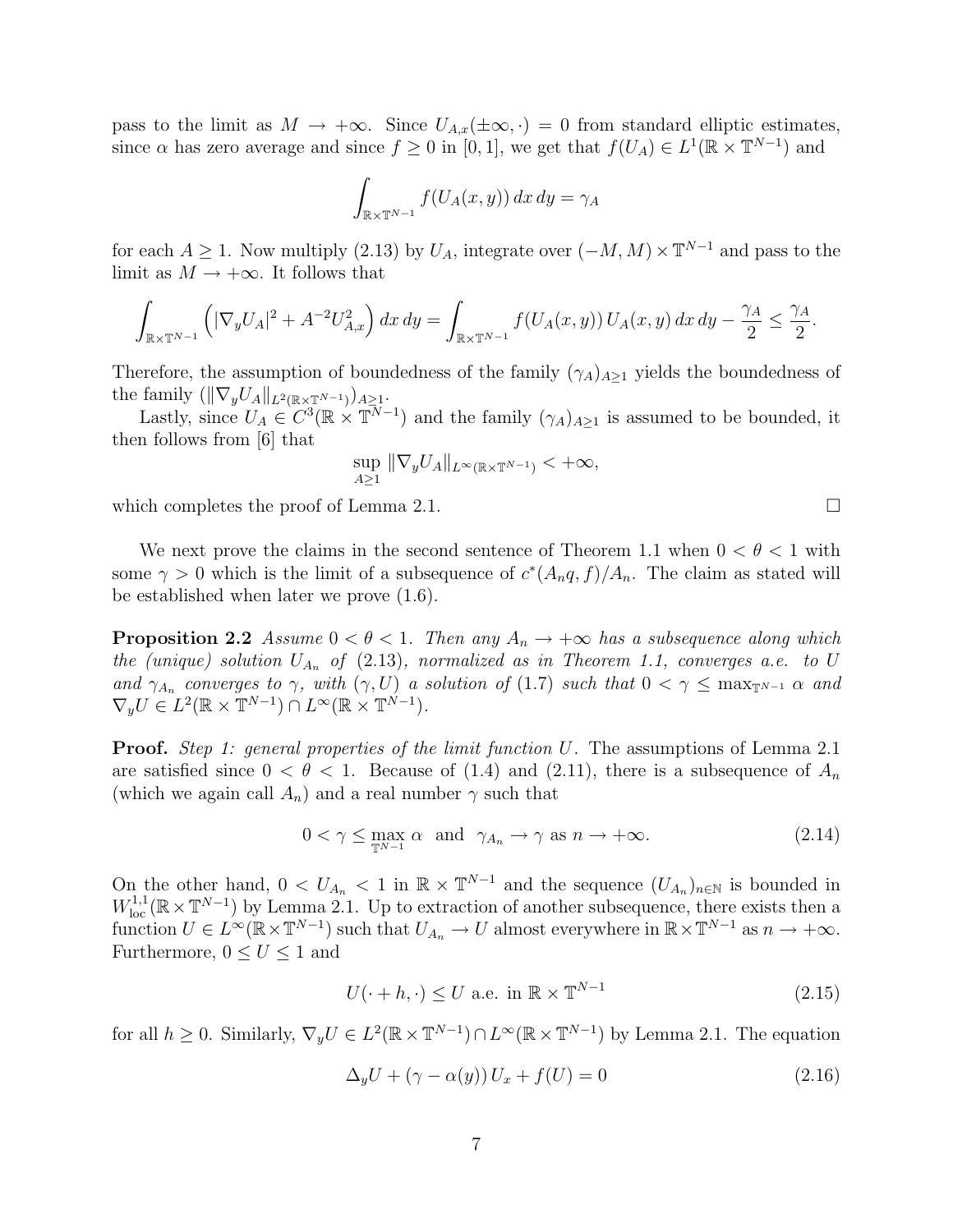pass to the limit as $M \to +\infty$. Since $U_{A,x}(\pm\infty,\cdot) = 0$ from standard elliptic estimates, since $\alpha$ has zero average and since $f \geq 0$ in $[0,1]$, we get that $f(U_A) \in L^1(\mathbb{R}\times\mathbb{T}^{N-1})$ and

$$\int_{\mathbb{R}\times\mathbb{T}^{N-1}} f(U_A(x,y))\,dx\,dy = \gamma_A$$

for each $A \geq 1$. Now multiply (2.13) by $U_A$, integrate over $(-M,M)\times\mathbb{T}^{N-1}$ and pass to the limit as $M \to +\infty$. It follows that

$$\int_{\mathbb{R}\times\mathbb{T}^{N-1}} \Big(|\nabla_y U_A|^2 + A^{-2}U_{A,x}^2\Big)\,dx\,dy = \int_{\mathbb{R}\times\mathbb{T}^{N-1}} f(U_A(x,y))\,U_A(x,y)\,dx\,dy - \frac{\gamma_A}{2} \leq \frac{\gamma_A}{2}.$$

Therefore, the assumption of boundedness of the family $(\gamma_A)_{A\geq 1}$ yields the boundedness of the family $(\|\nabla_y U_A\|_{L^2(\mathbb{R}\times\mathbb{T}^{N-1})})_{A\geq 1}$.

Lastly, since $U_A \in C^3(\mathbb{R}\times\mathbb{T}^{N-1})$ and the family $(\gamma_A)_{A\geq 1}$ is assumed to be bounded, it then follows from [6] that

$$\sup_{A\geq 1} \|\nabla_y U_A\|_{L^\infty(\mathbb{R}\times\mathbb{T}^{N-1})} < +\infty,$$

which completes the proof of Lemma 2.1. □

We next prove the claims in the second sentence of Theorem 1.1 when $0 < \theta < 1$ with some $\gamma > 0$ which is the limit of a subsequence of $c^*(A_n q, f)/A_n$. The claim as stated will be established when later we prove (1.6).

**Proposition 2.2** *Assume $0 < \theta < 1$. Then any $A_n \to +\infty$ has a subsequence along which the (unique) solution $U_{A_n}$ of (2.13), normalized as in Theorem 1.1, converges a.e. to $U$ and $\gamma_{A_n}$ converges to $\gamma$, with $(\gamma, U)$ a solution of (1.7) such that $0 < \gamma \leq \max_{\mathbb{T}^{N-1}} \alpha$ and $\nabla_y U \in L^2(\mathbb{R}\times\mathbb{T}^{N-1}) \cap L^\infty(\mathbb{R}\times\mathbb{T}^{N-1})$.*

**Proof.** *Step 1: general properties of the limit function $U$.* The assumptions of Lemma 2.1 are satisfied since $0 < \theta < 1$. Because of (1.4) and (2.11), there is a subsequence of $A_n$ (which we again call $A_n$) and a real number $\gamma$ such that

$$0 < \gamma \leq \max_{\mathbb{T}^{N-1}} \alpha \quad \text{and} \quad \gamma_{A_n} \to \gamma \text{ as } n \to +\infty. \tag{2.14}$$

On the other hand, $0 < U_{A_n} < 1$ in $\mathbb{R}\times\mathbb{T}^{N-1}$ and the sequence $(U_{A_n})_{n\in\mathbb{N}}$ is bounded in $W^{1,1}_{\text{loc}}(\mathbb{R}\times\mathbb{T}^{N-1})$ by Lemma 2.1. Up to extraction of another subsequence, there exists then a function $U \in L^\infty(\mathbb{R}\times\mathbb{T}^{N-1})$ such that $U_{A_n} \to U$ almost everywhere in $\mathbb{R}\times\mathbb{T}^{N-1}$ as $n \to +\infty$. Furthermore, $0 \leq U \leq 1$ and

$$U(\cdot + h, \cdot) \leq U \text{ a.e. in } \mathbb{R}\times\mathbb{T}^{N-1} \tag{2.15}$$

for all $h \geq 0$. Similarly, $\nabla_y U \in L^2(\mathbb{R}\times\mathbb{T}^{N-1}) \cap L^\infty(\mathbb{R}\times\mathbb{T}^{N-1})$ by Lemma 2.1. The equation

$$\Delta_y U + (\gamma - \alpha(y))\,U_x + f(U) = 0 \tag{2.16}$$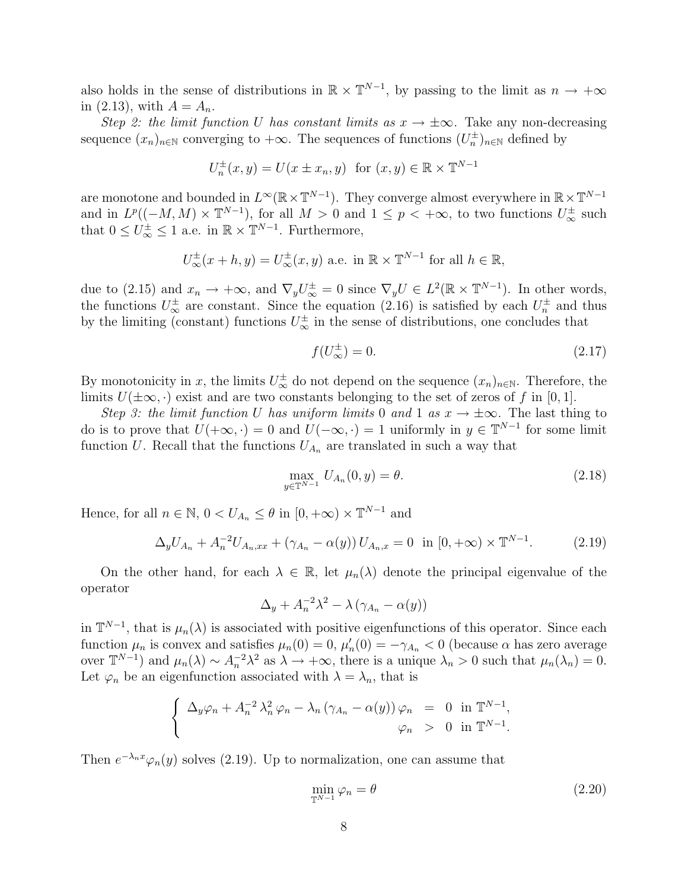also holds in the sense of distributions in $\mathbb{R}\times\mathbb{T}^{N-1}$, by passing to the limit as $n\to+\infty$ in (2.13), with $A=A_n$.

*Step 2: the limit function $U$ has constant limits as $x\to\pm\infty$.* Take any non-decreasing sequence $(x_n)_{n\in\mathbb{N}}$ converging to $+\infty$. The sequences of functions $(U_n^\pm)_{n\in\mathbb{N}}$ defined by

$$U_n^\pm(x,y)=U(x\pm x_n,y)\ \text{ for } (x,y)\in\mathbb{R}\times\mathbb{T}^{N-1}$$

are monotone and bounded in $L^\infty(\mathbb{R}\times\mathbb{T}^{N-1})$. They converge almost everywhere in $\mathbb{R}\times\mathbb{T}^{N-1}$ and in $L^p((-M,M)\times\mathbb{T}^{N-1})$, for all $M>0$ and $1\le p<+\infty$, to two functions $U_\infty^\pm$ such that $0\le U_\infty^\pm\le 1$ a.e. in $\mathbb{R}\times\mathbb{T}^{N-1}$. Furthermore,

$$U_\infty^\pm(x+h,y)=U_\infty^\pm(x,y)\text{ a.e. in }\mathbb{R}\times\mathbb{T}^{N-1}\text{ for all }h\in\mathbb{R},$$

due to (2.15) and $x_n\to+\infty$, and $\nabla_y U_\infty^\pm=0$ since $\nabla_y U\in L^2(\mathbb{R}\times\mathbb{T}^{N-1})$. In other words, the functions $U_\infty^\pm$ are constant. Since the equation (2.16) is satisfied by each $U_n^\pm$ and thus by the limiting (constant) functions $U_\infty^\pm$ in the sense of distributions, one concludes that

$$f(U_\infty^\pm)=0. \tag{2.17}$$

By monotonicity in $x$, the limits $U_\infty^\pm$ do not depend on the sequence $(x_n)_{n\in\mathbb{N}}$. Therefore, the limits $U(\pm\infty,\cdot)$ exist and are two constants belonging to the set of zeros of $f$ in $[0,1]$.

*Step 3: the limit function $U$ has uniform limits 0 and 1 as $x\to\pm\infty$.* The last thing to do is to prove that $U(+\infty,\cdot)=0$ and $U(-\infty,\cdot)=1$ uniformly in $y\in\mathbb{T}^{N-1}$ for some limit function $U$. Recall that the functions $U_{A_n}$ are translated in such a way that

$$\max_{y\in\mathbb{T}^{N-1}}U_{A_n}(0,y)=\theta. \tag{2.18}$$

Hence, for all $n\in\mathbb{N}$, $0<U_{A_n}\le\theta$ in $[0,+\infty)\times\mathbb{T}^{N-1}$ and

$$\Delta_y U_{A_n}+A_n^{-2}U_{A_n,xx}+(\gamma_{A_n}-\alpha(y))\,U_{A_n,x}=0\ \text{ in }[0,+\infty)\times\mathbb{T}^{N-1}. \tag{2.19}$$

On the other hand, for each $\lambda\in\mathbb{R}$, let $\mu_n(\lambda)$ denote the principal eigenvalue of the operator

$$\Delta_y+A_n^{-2}\lambda^2-\lambda\,(\gamma_{A_n}-\alpha(y))$$

in $\mathbb{T}^{N-1}$, that is $\mu_n(\lambda)$ is associated with positive eigenfunctions of this operator. Since each function $\mu_n$ is convex and satisfies $\mu_n(0)=0$, $\mu_n'(0)=-\gamma_{A_n}<0$ (because $\alpha$ has zero average over $\mathbb{T}^{N-1}$) and $\mu_n(\lambda)\sim A_n^{-2}\lambda^2$ as $\lambda\to+\infty$, there is a unique $\lambda_n>0$ such that $\mu_n(\lambda_n)=0$. Let $\varphi_n$ be an eigenfunction associated with $\lambda=\lambda_n$, that is

$$\left\{\begin{array}{rcl}\Delta_y\varphi_n+A_n^{-2}\,\lambda_n^2\,\varphi_n-\lambda_n\,(\gamma_{A_n}-\alpha(y))\,\varphi_n&=&0\ \text{ in }\mathbb{T}^{N-1},\\ \varphi_n&>&0\ \text{ in }\mathbb{T}^{N-1}.\end{array}\right.$$

Then $e^{-\lambda_n x}\varphi_n(y)$ solves (2.19). Up to normalization, one can assume that

$$\min_{\mathbb{T}^{N-1}}\varphi_n=\theta \tag{2.20}$$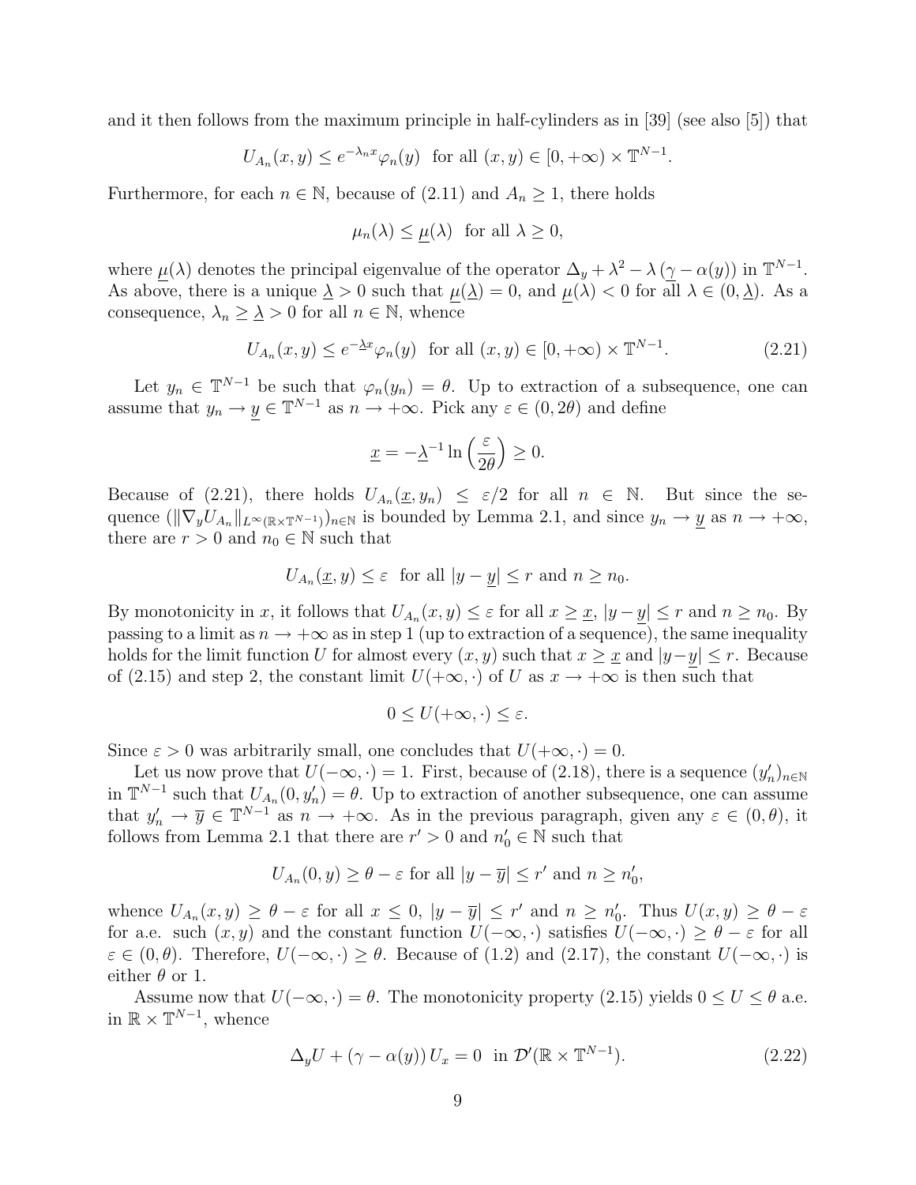and it then follows from the maximum principle in half-cylinders as in [39] (see also [5]) that

$$U_{A_n}(x,y) \le e^{-\lambda_n x}\varphi_n(y) \ \text{ for all } (x,y) \in [0,+\infty) \times \mathbb{T}^{N-1}.$$

Furthermore, for each $n \in \mathbb{N}$, because of (2.11) and $A_n \ge 1$, there holds

$$\mu_n(\lambda) \le \underline{\mu}(\lambda) \ \text{ for all } \lambda \ge 0,$$

where $\underline{\mu}(\lambda)$ denotes the principal eigenvalue of the operator $\Delta_y + \lambda^2 - \lambda\,(\underline{\gamma} - \alpha(y))$ in $\mathbb{T}^{N-1}$. As above, there is a unique $\underline{\lambda} > 0$ such that $\underline{\mu}(\underline{\lambda}) = 0$, and $\underline{\mu}(\lambda) < 0$ for all $\lambda \in (0, \underline{\lambda})$. As a consequence, $\lambda_n \ge \underline{\lambda} > 0$ for all $n \in \mathbb{N}$, whence

$$U_{A_n}(x,y) \le e^{-\underline{\lambda} x}\varphi_n(y) \ \text{ for all } (x,y) \in [0,+\infty) \times \mathbb{T}^{N-1}. \tag{2.21}$$

Let $y_n \in \mathbb{T}^{N-1}$ be such that $\varphi_n(y_n) = \theta$. Up to extraction of a subsequence, one can assume that $y_n \to \underline{y} \in \mathbb{T}^{N-1}$ as $n \to +\infty$. Pick any $\varepsilon \in (0, 2\theta)$ and define

$$\underline{x} = -\underline{\lambda}^{-1} \ln\Big(\frac{\varepsilon}{2\theta}\Big) \ge 0.$$

Because of (2.21), there holds $U_{A_n}(\underline{x}, y_n) \le \varepsilon/2$ for all $n \in \mathbb{N}$. But since the sequence $(\|\nabla_y U_{A_n}\|_{L^\infty(\mathbb{R}\times\mathbb{T}^{N-1})})_{n\in\mathbb{N}}$ is bounded by Lemma 2.1, and since $y_n \to \underline{y}$ as $n \to +\infty$, there are $r > 0$ and $n_0 \in \mathbb{N}$ such that

$$U_{A_n}(\underline{x}, y) \le \varepsilon \ \text{ for all } |y - \underline{y}| \le r \text{ and } n \ge n_0.$$

By monotonicity in $x$, it follows that $U_{A_n}(x,y) \le \varepsilon$ for all $x \ge \underline{x}$, $|y - \underline{y}| \le r$ and $n \ge n_0$. By passing to a limit as $n \to +\infty$ as in step 1 (up to extraction of a sequence), the same inequality holds for the limit function $U$ for almost every $(x,y)$ such that $x \ge \underline{x}$ and $|y - \underline{y}| \le r$. Because of (2.15) and step 2, the constant limit $U(+\infty, \cdot)$ of $U$ as $x \to +\infty$ is then such that

$$0 \le U(+\infty, \cdot) \le \varepsilon.$$

Since $\varepsilon > 0$ was arbitrarily small, one concludes that $U(+\infty, \cdot) = 0$.

Let us now prove that $U(-\infty, \cdot) = 1$. First, because of (2.18), there is a sequence $(y'_n)_{n\in\mathbb{N}}$ in $\mathbb{T}^{N-1}$ such that $U_{A_n}(0, y'_n) = \theta$. Up to extraction of another subsequence, one can assume that $y'_n \to \overline{y} \in \mathbb{T}^{N-1}$ as $n \to +\infty$. As in the previous paragraph, given any $\varepsilon \in (0,\theta)$, it follows from Lemma 2.1 that there are $r' > 0$ and $n'_0 \in \mathbb{N}$ such that

$$U_{A_n}(0, y) \ge \theta - \varepsilon \text{ for all } |y - \overline{y}| \le r' \text{ and } n \ge n'_0,$$

whence $U_{A_n}(x,y) \ge \theta - \varepsilon$ for all $x \le 0$, $|y - \overline{y}| \le r'$ and $n \ge n'_0$. Thus $U(x,y) \ge \theta - \varepsilon$ for a.e. such $(x,y)$ and the constant function $U(-\infty, \cdot)$ satisfies $U(-\infty, \cdot) \ge \theta - \varepsilon$ for all $\varepsilon \in (0,\theta)$. Therefore, $U(-\infty, \cdot) \ge \theta$. Because of (1.2) and (2.17), the constant $U(-\infty, \cdot)$ is either $\theta$ or 1.

Assume now that $U(-\infty, \cdot) = \theta$. The monotonicity property (2.15) yields $0 \le U \le \theta$ a.e. in $\mathbb{R} \times \mathbb{T}^{N-1}$, whence

$$\Delta_y U + (\gamma - \alpha(y))\, U_x = 0 \ \text{ in } \mathcal{D}'(\mathbb{R} \times \mathbb{T}^{N-1}). \tag{2.22}$$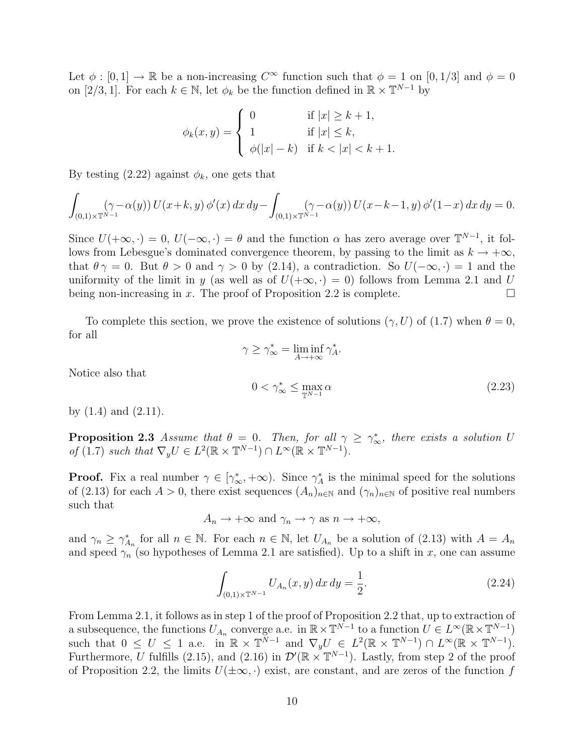Let $\phi : [0,1] \to \mathbb{R}$ be a non-increasing $C^\infty$ function such that $\phi = 1$ on $[0, 1/3]$ and $\phi = 0$ on $[2/3, 1]$. For each $k \in \mathbb{N}$, let $\phi_k$ be the function defined in $\mathbb{R} \times \mathbb{T}^{N-1}$ by

$$\phi_k(x,y) = \begin{cases} 0 & \text{if } |x| \geq k+1, \\ 1 & \text{if } |x| \leq k, \\ \phi(|x|-k) & \text{if } k < |x| < k+1. \end{cases}$$

By testing (2.22) against $\phi_k$, one gets that

$$\int_{(0,1)\times\mathbb{T}^{N-1}} (\gamma - \alpha(y))\, U(x+k,y)\, \phi'(x)\, dx\, dy - \int_{(0,1)\times\mathbb{T}^{N-1}} (\gamma - \alpha(y))\, U(x-k-1,y)\, \phi'(1-x)\, dx\, dy = 0.$$

Since $U(+\infty,\cdot) = 0$, $U(-\infty,\cdot) = \theta$ and the function $\alpha$ has zero average over $\mathbb{T}^{N-1}$, it follows from Lebesgue's dominated convergence theorem, by passing to the limit as $k \to +\infty$, that $\theta\,\gamma = 0$. But $\theta > 0$ and $\gamma > 0$ by (2.14), a contradiction. So $U(-\infty,\cdot) = 1$ and the uniformity of the limit in $y$ (as well as of $U(+\infty,\cdot) = 0$) follows from Lemma 2.1 and $U$ being non-increasing in $x$. The proof of Proposition 2.2 is complete. $\square$

To complete this section, we prove the existence of solutions $(\gamma, U)$ of (1.7) when $\theta = 0$, for all

$$\gamma \geq \gamma^*_\infty = \liminf_{A\to+\infty} \gamma^*_A.$$

Notice also that

$$0 < \gamma^*_\infty \leq \max_{\mathbb{T}^{N-1}} \alpha \tag{2.23}$$

by (1.4) and (2.11).

**Proposition 2.3** *Assume that $\theta = 0$. Then, for all $\gamma \geq \gamma^*_\infty$, there exists a solution $U$ of* (1.7) *such that $\nabla_y U \in L^2(\mathbb{R}\times\mathbb{T}^{N-1}) \cap L^\infty(\mathbb{R}\times\mathbb{T}^{N-1})$.*

**Proof.** Fix a real number $\gamma \in [\gamma^*_\infty, +\infty)$. Since $\gamma^*_A$ is the minimal speed for the solutions of (2.13) for each $A > 0$, there exist sequences $(A_n)_{n\in\mathbb{N}}$ and $(\gamma_n)_{n\in\mathbb{N}}$ of positive real numbers such that

$$A_n \to +\infty \text{ and } \gamma_n \to \gamma \text{ as } n \to +\infty,$$

and $\gamma_n \geq \gamma^*_{A_n}$ for all $n \in \mathbb{N}$. For each $n \in \mathbb{N}$, let $U_{A_n}$ be a solution of (2.13) with $A = A_n$ and speed $\gamma_n$ (so hypotheses of Lemma 2.1 are satisfied). Up to a shift in $x$, one can assume

$$\int_{(0,1)\times\mathbb{T}^{N-1}} U_{A_n}(x,y)\, dx\, dy = \frac{1}{2}. \tag{2.24}$$

From Lemma 2.1, it follows as in step 1 of the proof of Proposition 2.2 that, up to extraction of a subsequence, the functions $U_{A_n}$ converge a.e. in $\mathbb{R}\times\mathbb{T}^{N-1}$ to a function $U \in L^\infty(\mathbb{R}\times\mathbb{T}^{N-1})$ such that $0 \leq U \leq 1$ a.e. in $\mathbb{R}\times\mathbb{T}^{N-1}$ and $\nabla_y U \in L^2(\mathbb{R}\times\mathbb{T}^{N-1}) \cap L^\infty(\mathbb{R}\times\mathbb{T}^{N-1})$. Furthermore, $U$ fulfills (2.15), and (2.16) in $\mathcal{D}'(\mathbb{R}\times\mathbb{T}^{N-1})$. Lastly, from step 2 of the proof of Proposition 2.2, the limits $U(\pm\infty,\cdot)$ exist, are constant, and are zeros of the function $f$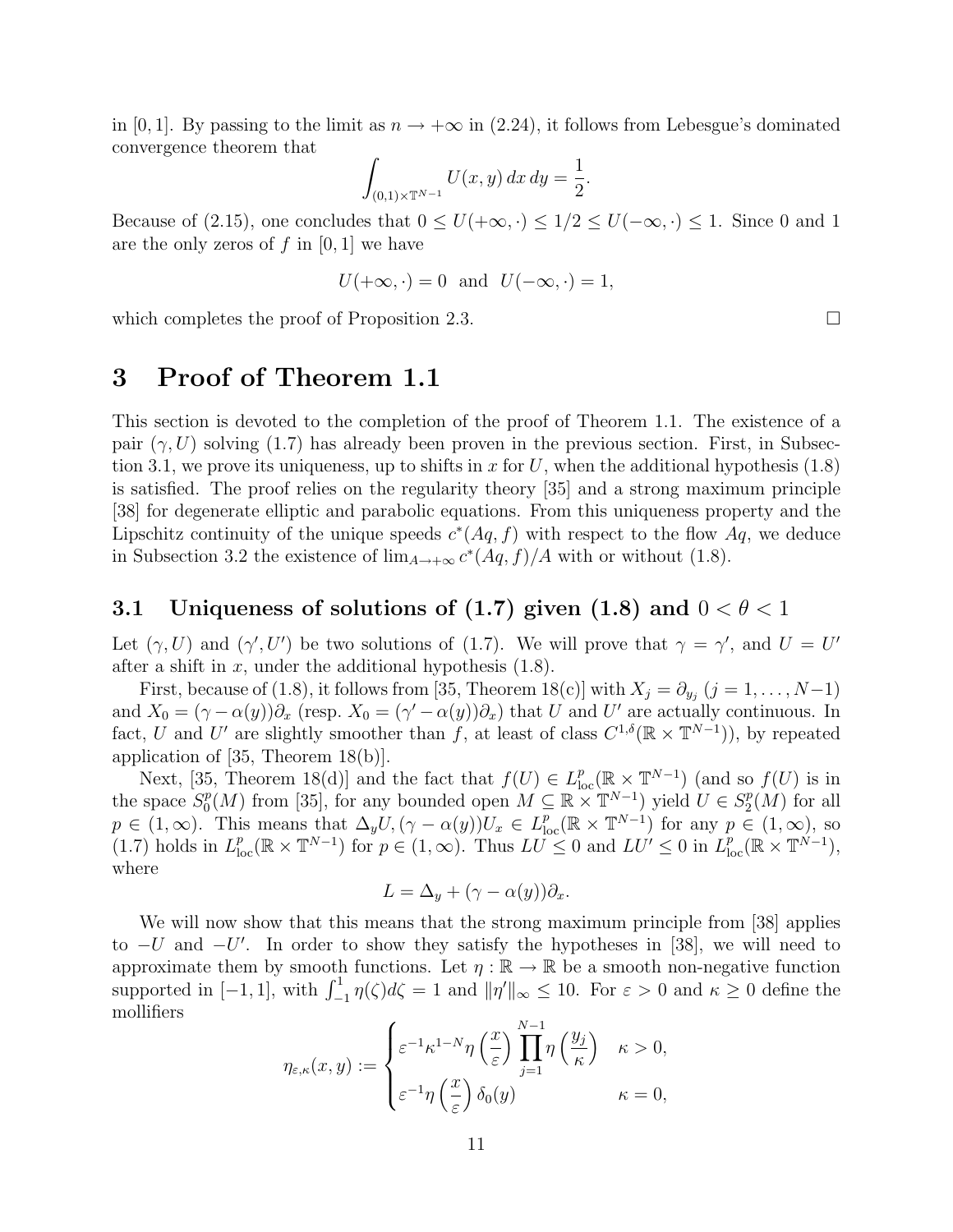in $[0,1]$. By passing to the limit as $n \to +\infty$ in (2.24), it follows from Lebesgue's dominated convergence theorem that

$$\int_{(0,1)\times\mathbb{T}^{N-1}} U(x,y)\,dx\,dy = \frac{1}{2}.$$

Because of (2.15), one concludes that $0 \le U(+\infty,\cdot) \le 1/2 \le U(-\infty,\cdot) \le 1$. Since 0 and 1 are the only zeros of $f$ in $[0,1]$ we have

$$U(+\infty,\cdot) = 0 \quad \text{and} \quad U(-\infty,\cdot) = 1,$$

which completes the proof of Proposition 2.3. □

# 3 Proof of Theorem 1.1

This section is devoted to the completion of the proof of Theorem 1.1. The existence of a pair $(\gamma, U)$ solving (1.7) has already been proven in the previous section. First, in Subsection 3.1, we prove its uniqueness, up to shifts in $x$ for $U$, when the additional hypothesis (1.8) is satisfied. The proof relies on the regularity theory [35] and a strong maximum principle [38] for degenerate elliptic and parabolic equations. From this uniqueness property and the Lipschitz continuity of the unique speeds $c^*(Aq, f)$ with respect to the flow $Aq$, we deduce in Subsection 3.2 the existence of $\lim_{A\to+\infty} c^*(Aq, f)/A$ with or without (1.8).

## 3.1 Uniqueness of solutions of (1.7) given (1.8) and $0 < \theta < 1$

Let $(\gamma, U)$ and $(\gamma', U')$ be two solutions of (1.7). We will prove that $\gamma = \gamma'$, and $U = U'$ after a shift in $x$, under the additional hypothesis (1.8).

First, because of (1.8), it follows from [35, Theorem 18(c)] with $X_j = \partial_{y_j}$ $(j = 1, \ldots, N-1)$ and $X_0 = (\gamma - \alpha(y))\partial_x$ (resp. $X_0 = (\gamma' - \alpha(y))\partial_x$) that $U$ and $U'$ are actually continuous. In fact, $U$ and $U'$ are slightly smoother than $f$, at least of class $C^{1,\delta}(\mathbb{R} \times \mathbb{T}^{N-1})$), by repeated application of [35, Theorem 18(b)].

Next, [35, Theorem 18(d)] and the fact that $f(U) \in L^p_{\mathrm{loc}}(\mathbb{R} \times \mathbb{T}^{N-1})$ (and so $f(U)$ is in the space $S^p_0(M)$ from [35], for any bounded open $M \subseteq \mathbb{R} \times \mathbb{T}^{N-1}$) yield $U \in S^p_2(M)$ for all $p \in (1,\infty)$. This means that $\Delta_y U, (\gamma - \alpha(y))U_x \in L^p_{\mathrm{loc}}(\mathbb{R} \times \mathbb{T}^{N-1})$ for any $p \in (1,\infty)$, so (1.7) holds in $L^p_{\mathrm{loc}}(\mathbb{R} \times \mathbb{T}^{N-1})$ for $p \in (1,\infty)$. Thus $LU \le 0$ and $LU' \le 0$ in $L^p_{\mathrm{loc}}(\mathbb{R} \times \mathbb{T}^{N-1})$, where

$$L = \Delta_y + (\gamma - \alpha(y))\partial_x.$$

We will now show that this means that the strong maximum principle from [38] applies to $-U$ and $-U'$. In order to show they satisfy the hypotheses in [38], we will need to approximate them by smooth functions. Let $\eta : \mathbb{R} \to \mathbb{R}$ be a smooth non-negative function supported in $[-1,1]$, with $\int_{-1}^{1} \eta(\zeta)d\zeta = 1$ and $\|\eta'\|_\infty \le 10$. For $\varepsilon > 0$ and $\kappa \ge 0$ define the mollifiers

$$\eta_{\varepsilon,\kappa}(x,y) := \begin{cases} \varepsilon^{-1}\kappa^{1-N}\eta\left(\dfrac{x}{\varepsilon}\right)\displaystyle\prod_{j=1}^{N-1}\eta\left(\dfrac{y_j}{\kappa}\right) & \kappa > 0, \\[2ex] \varepsilon^{-1}\eta\left(\dfrac{x}{\varepsilon}\right)\delta_0(y) & \kappa = 0, \end{cases}$$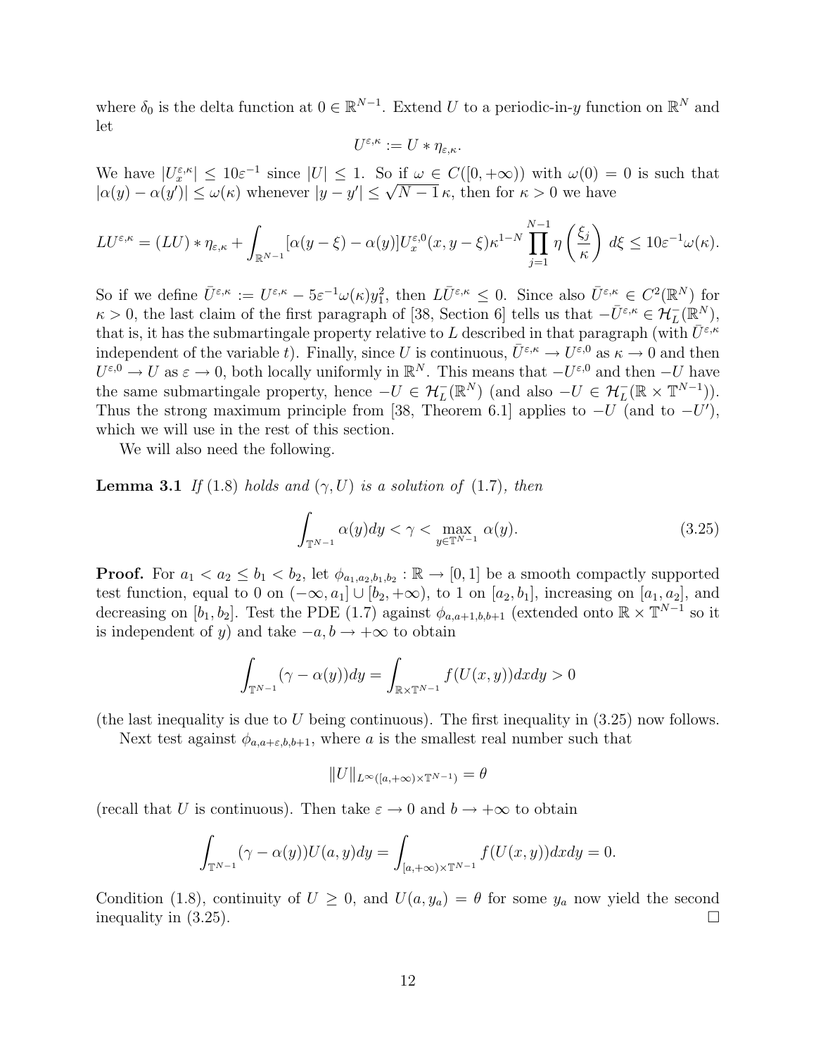where $\delta_0$ is the delta function at $0 \in \mathbb{R}^{N-1}$. Extend $U$ to a periodic-in-$y$ function on $\mathbb{R}^N$ and let

$$U^{\varepsilon,\kappa} := U * \eta_{\varepsilon,\kappa}.$$

We have $|U_x^{\varepsilon,\kappa}| \leq 10\varepsilon^{-1}$ since $|U| \leq 1$. So if $\omega \in C([0,+\infty))$ with $\omega(0) = 0$ is such that $|\alpha(y) - \alpha(y')| \leq \omega(\kappa)$ whenever $|y - y'| \leq \sqrt{N-1}\,\kappa$, then for $\kappa > 0$ we have

$$LU^{\varepsilon,\kappa} = (LU) * \eta_{\varepsilon,\kappa} + \int_{\mathbb{R}^{N-1}} [\alpha(y-\xi) - \alpha(y)] U_x^{\varepsilon,0}(x, y-\xi) \kappa^{1-N} \prod_{j=1}^{N-1} \eta\left(\frac{\xi_j}{\kappa}\right) d\xi \leq 10\varepsilon^{-1}\omega(\kappa).$$

So if we define $\bar{U}^{\varepsilon,\kappa} := U^{\varepsilon,\kappa} - 5\varepsilon^{-1}\omega(\kappa)y_1^2$, then $L\bar{U}^{\varepsilon,\kappa} \leq 0$. Since also $\bar{U}^{\varepsilon,\kappa} \in C^2(\mathbb{R}^N)$ for $\kappa > 0$, the last claim of the first paragraph of [38, Section 6] tells us that $-\bar{U}^{\varepsilon,\kappa} \in \mathcal{H}_L^-(\mathbb{R}^N)$, that is, it has the submartingale property relative to $L$ described in that paragraph (with $\bar{U}^{\varepsilon,\kappa}$ independent of the variable $t$). Finally, since $U$ is continuous, $\bar{U}^{\varepsilon,\kappa} \to U^{\varepsilon,0}$ as $\kappa \to 0$ and then $U^{\varepsilon,0} \to U$ as $\varepsilon \to 0$, both locally uniformly in $\mathbb{R}^N$. This means that $-U^{\varepsilon,0}$ and then $-U$ have the same submartingale property, hence $-U \in \mathcal{H}_L^-(\mathbb{R}^N)$ (and also $-U \in \mathcal{H}_L^-(\mathbb{R} \times \mathbb{T}^{N-1})$). Thus the strong maximum principle from [38, Theorem 6.1] applies to $-U$ (and to $-U'$), which we will use in the rest of this section.

We will also need the following.

**Lemma 3.1** *If* (1.8) *holds and* $(\gamma, U)$ *is a solution of* (1.7)*, then*

$$\int_{\mathbb{T}^{N-1}} \alpha(y)dy < \gamma < \max_{y \in \mathbb{T}^{N-1}} \alpha(y). \tag{3.25}$$

**Proof.** For $a_1 < a_2 \leq b_1 < b_2$, let $\phi_{a_1,a_2,b_1,b_2} : \mathbb{R} \to [0,1]$ be a smooth compactly supported test function, equal to 0 on $(-\infty, a_1] \cup [b_2, +\infty)$, to 1 on $[a_2, b_1]$, increasing on $[a_1, a_2]$, and decreasing on $[b_1, b_2]$. Test the PDE (1.7) against $\phi_{a,a+1,b,b+1}$ (extended onto $\mathbb{R} \times \mathbb{T}^{N-1}$ so it is independent of $y$) and take $-a, b \to +\infty$ to obtain

$$\int_{\mathbb{T}^{N-1}} (\gamma - \alpha(y))dy = \int_{\mathbb{R} \times \mathbb{T}^{N-1}} f(U(x,y))dxdy > 0$$

(the last inequality is due to $U$ being continuous). The first inequality in (3.25) now follows.

Next test against $\phi_{a,a+\varepsilon,b,b+1}$, where $a$ is the smallest real number such that

$$\|U\|_{L^\infty([a,+\infty) \times \mathbb{T}^{N-1})} = \theta$$

(recall that $U$ is continuous). Then take $\varepsilon \to 0$ and $b \to +\infty$ to obtain

$$\int_{\mathbb{T}^{N-1}} (\gamma - \alpha(y))U(a,y)dy = \int_{[a,+\infty) \times \mathbb{T}^{N-1}} f(U(x,y))dxdy = 0.$$

Condition (1.8), continuity of $U \geq 0$, and $U(a, y_a) = \theta$ for some $y_a$ now yield the second inequality in (3.25). $\square$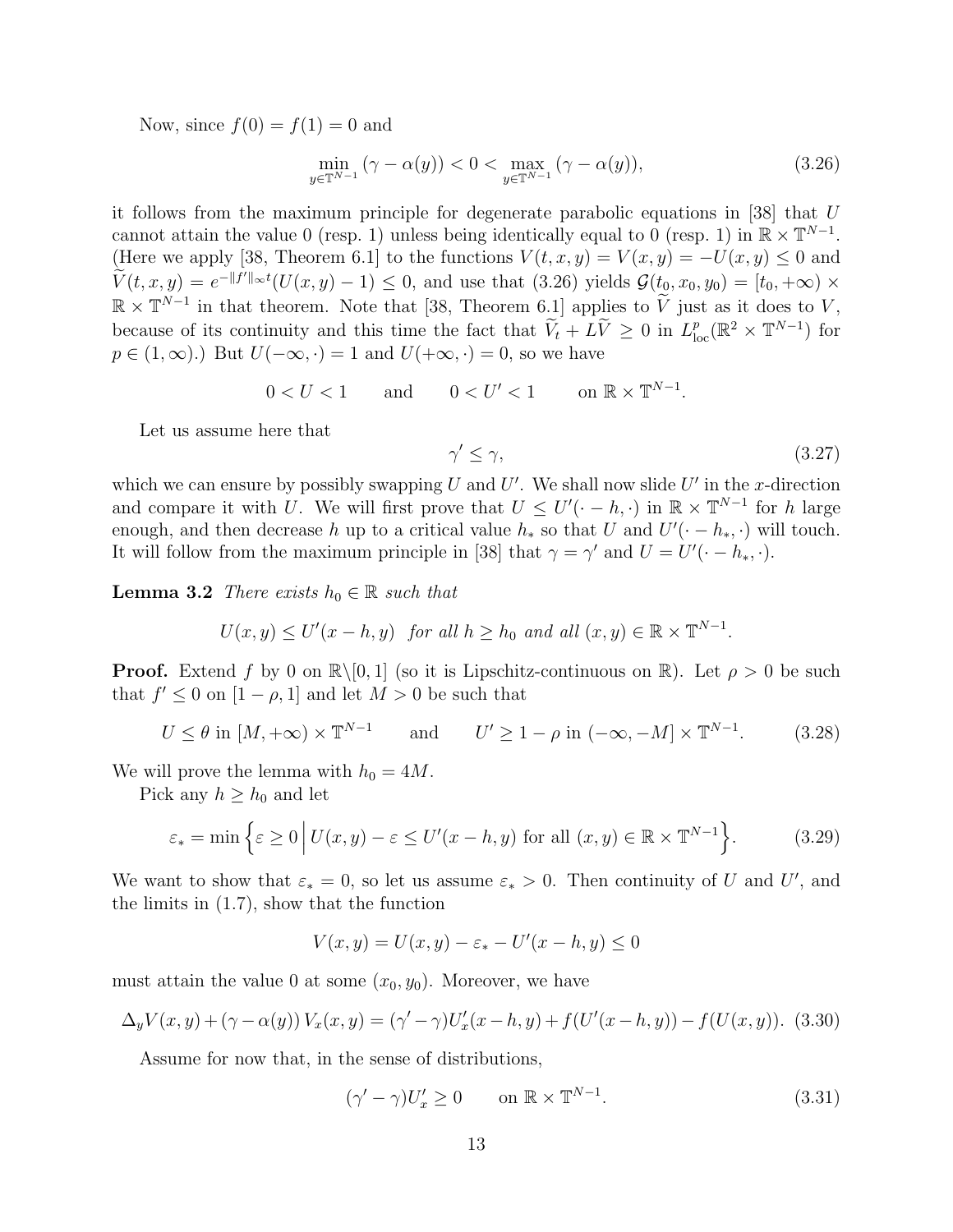Now, since $f(0) = f(1) = 0$ and

$$\min_{y \in \mathbb{T}^{N-1}} (\gamma - \alpha(y)) < 0 < \max_{y \in \mathbb{T}^{N-1}} (\gamma - \alpha(y)), \tag{3.26}$$

it follows from the maximum principle for degenerate parabolic equations in [38] that $U$ cannot attain the value 0 (resp. 1) unless being identically equal to 0 (resp. 1) in $\mathbb{R} \times \mathbb{T}^{N-1}$. (Here we apply [38, Theorem 6.1] to the functions $V(t, x, y) = V(x, y) = -U(x, y) \le 0$ and $\widetilde{V}(t, x, y) = e^{-\|f'\|_\infty t}(U(x, y) - 1) \le 0$, and use that (3.26) yields $\mathcal{G}(t_0, x_0, y_0) = [t_0, +\infty) \times \mathbb{R} \times \mathbb{T}^{N-1}$ in that theorem. Note that [38, Theorem 6.1] applies to $\widetilde{V}$ just as it does to $V$, because of its continuity and this time the fact that $\widetilde{V}_t + L\widetilde{V} \ge 0$ in $L^p_{\rm loc}(\mathbb{R}^2 \times \mathbb{T}^{N-1})$ for $p \in (1, \infty)$.) But $U(-\infty, \cdot) = 1$ and $U(+\infty, \cdot) = 0$, so we have

$$0 < U < 1 \qquad \text{and} \qquad 0 < U' < 1 \qquad \text{on } \mathbb{R} \times \mathbb{T}^{N-1}.$$

Let us assume here that

$$\gamma' \le \gamma, \tag{3.27}$$

which we can ensure by possibly swapping $U$ and $U'$. We shall now slide $U'$ in the $x$-direction and compare it with $U$. We will first prove that $U \le U'(\cdot - h, \cdot)$ in $\mathbb{R} \times \mathbb{T}^{N-1}$ for $h$ large enough, and then decrease $h$ up to a critical value $h_*$ so that $U$ and $U'(\cdot - h_*, \cdot)$ will touch. It will follow from the maximum principle in [38] that $\gamma = \gamma'$ and $U = U'(\cdot - h_*, \cdot)$.

**Lemma 3.2** *There exists $h_0 \in \mathbb{R}$ such that*

$$U(x, y) \le U'(x - h, y) \ \text{ for all } h \ge h_0 \text{ and all } (x, y) \in \mathbb{R} \times \mathbb{T}^{N-1}.$$

**Proof.** Extend $f$ by 0 on $\mathbb{R} \backslash [0, 1]$ (so it is Lipschitz-continuous on $\mathbb{R}$). Let $\rho > 0$ be such that $f' \le 0$ on $[1 - \rho, 1]$ and let $M > 0$ be such that

$$U \le \theta \text{ in } [M, +\infty) \times \mathbb{T}^{N-1} \qquad \text{and} \qquad U' \ge 1 - \rho \text{ in } (-\infty, -M] \times \mathbb{T}^{N-1}. \tag{3.28}$$

We will prove the lemma with $h_0 = 4M$.

Pick any $h \ge h_0$ and let

$$\varepsilon_* = \min \Big\{ \varepsilon \ge 0 \,\Big|\, U(x, y) - \varepsilon \le U'(x - h, y) \text{ for all } (x, y) \in \mathbb{R} \times \mathbb{T}^{N-1} \Big\}. \tag{3.29}$$

We want to show that $\varepsilon_* = 0$, so let us assume $\varepsilon_* > 0$. Then continuity of $U$ and $U'$, and the limits in (1.7), show that the function

$$V(x, y) = U(x, y) - \varepsilon_* - U'(x - h, y) \le 0$$

must attain the value 0 at some $(x_0, y_0)$. Moreover, we have

$$\Delta_y V(x, y) + (\gamma - \alpha(y))\, V_x(x, y) = (\gamma' - \gamma) U'_x(x - h, y) + f(U'(x - h, y)) - f(U(x, y)). \tag{3.30}$$

Assume for now that, in the sense of distributions,

$$(\gamma' - \gamma) U'_x \ge 0 \qquad \text{on } \mathbb{R} \times \mathbb{T}^{N-1}. \tag{3.31}$$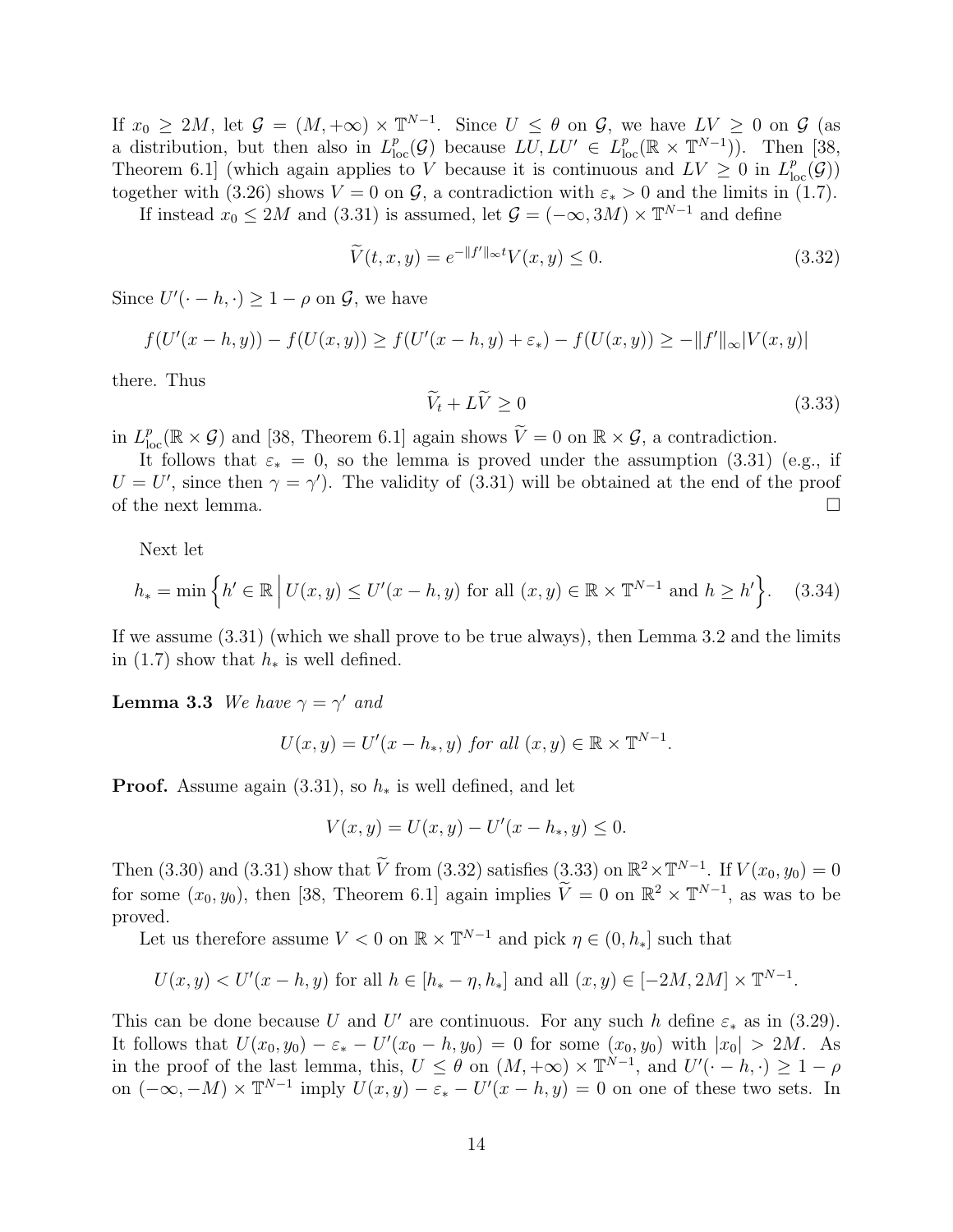If $x_0 \geq 2M$, let $\mathcal{G} = (M, +\infty) \times \mathbb{T}^{N-1}$. Since $U \leq \theta$ on $\mathcal{G}$, we have $LV \geq 0$ on $\mathcal{G}$ (as a distribution, but then also in $L^p_{\rm loc}(\mathcal{G})$ because $LU, LU' \in L^p_{\rm loc}(\mathbb{R} \times \mathbb{T}^{N-1})$). Then [38, Theorem 6.1] (which again applies to $V$ because it is continuous and $LV \geq 0$ in $L^p_{\rm loc}(\mathcal{G})$) together with (3.26) shows $V = 0$ on $\mathcal{G}$, a contradiction with $\varepsilon_* > 0$ and the limits in (1.7).

If instead $x_0 \leq 2M$ and (3.31) is assumed, let $\mathcal{G} = (-\infty, 3M) \times \mathbb{T}^{N-1}$ and define

$$\widetilde{V}(t, x, y) = e^{-\|f'\|_\infty t} V(x, y) \leq 0. \tag{3.32}$$

Since $U'(\cdot - h, \cdot) \geq 1 - \rho$ on $\mathcal{G}$, we have

$$f(U'(x-h, y)) - f(U(x, y)) \geq f(U'(x-h, y) + \varepsilon_*) - f(U(x, y)) \geq -\|f'\|_\infty |V(x, y)|$$

there. Thus

$$\widetilde{V}_t + L\widetilde{V} \geq 0 \tag{3.33}$$

in $L^p_{\rm loc}(\mathbb{R} \times \mathcal{G})$ and [38, Theorem 6.1] again shows $\widetilde{V} = 0$ on $\mathbb{R} \times \mathcal{G}$, a contradiction.

It follows that $\varepsilon_* = 0$, so the lemma is proved under the assumption (3.31) (e.g., if $U = U'$, since then $\gamma = \gamma'$). The validity of (3.31) will be obtained at the end of the proof of the next lemma. $\square$

Next let

$$h_* = \min \left\{ h' \in \mathbb{R} \,\middle|\, U(x, y) \leq U'(x - h, y) \text{ for all } (x, y) \in \mathbb{R} \times \mathbb{T}^{N-1} \text{ and } h \geq h' \right\}. \tag{3.34}$$

If we assume (3.31) (which we shall prove to be true always), then Lemma 3.2 and the limits in (1.7) show that $h_*$ is well defined.

**Lemma 3.3** *We have $\gamma = \gamma'$ and*

$$U(x, y) = U'(x - h_*, y) \text{ for all } (x, y) \in \mathbb{R} \times \mathbb{T}^{N-1}.$$

**Proof.** Assume again (3.31), so $h_*$ is well defined, and let

$$V(x, y) = U(x, y) - U'(x - h_*, y) \leq 0.$$

Then (3.30) and (3.31) show that $\widetilde{V}$ from (3.32) satisfies (3.33) on $\mathbb{R}^2 \times \mathbb{T}^{N-1}$. If $V(x_0, y_0) = 0$ for some $(x_0, y_0)$, then [38, Theorem 6.1] again implies $\widetilde{V} = 0$ on $\mathbb{R}^2 \times \mathbb{T}^{N-1}$, as was to be proved.

Let us therefore assume $V < 0$ on $\mathbb{R} \times \mathbb{T}^{N-1}$ and pick $\eta \in (0, h_*]$ such that

$$U(x, y) < U'(x - h, y) \text{ for all } h \in [h_* - \eta, h_*] \text{ and all } (x, y) \in [-2M, 2M] \times \mathbb{T}^{N-1}.$$

This can be done because $U$ and $U'$ are continuous. For any such $h$ define $\varepsilon_*$ as in (3.29). It follows that $U(x_0, y_0) - \varepsilon_* - U'(x_0 - h, y_0) = 0$ for some $(x_0, y_0)$ with $|x_0| > 2M$. As in the proof of the last lemma, this, $U \leq \theta$ on $(M, +\infty) \times \mathbb{T}^{N-1}$, and $U'(\cdot - h, \cdot) \geq 1 - \rho$ on $(-\infty, -M) \times \mathbb{T}^{N-1}$ imply $U(x, y) - \varepsilon_* - U'(x - h, y) = 0$ on one of these two sets. In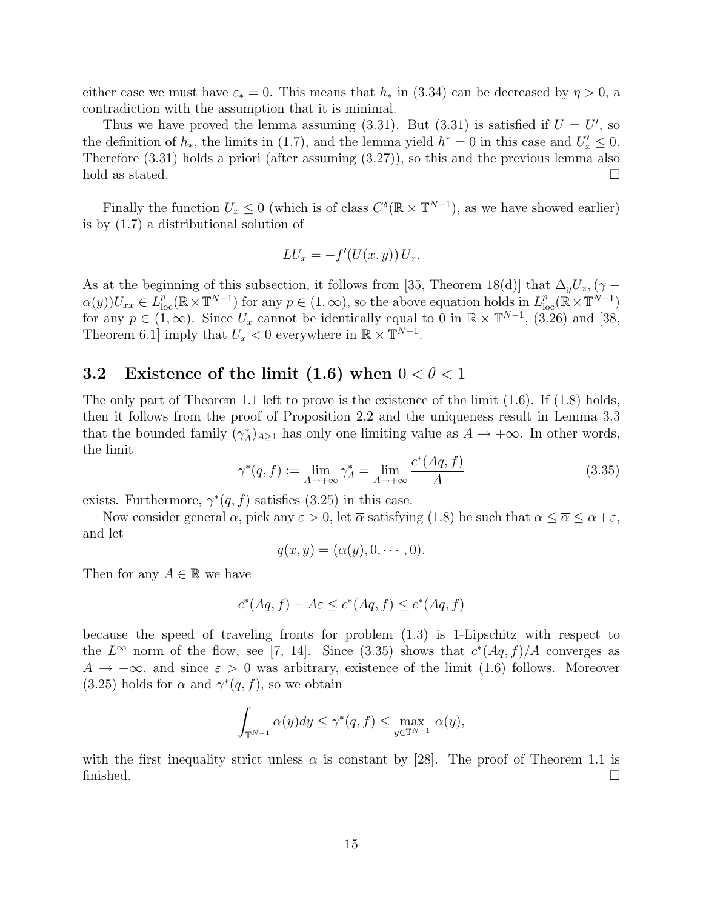either case we must have $\varepsilon_* = 0$. This means that $h_*$ in (3.34) can be decreased by $\eta > 0$, a contradiction with the assumption that it is minimal.

Thus we have proved the lemma assuming (3.31). But (3.31) is satisfied if $U = U'$, so the definition of $h_*$, the limits in (1.7), and the lemma yield $h^* = 0$ in this case and $U'_x \leq 0$. Therefore (3.31) holds a priori (after assuming (3.27)), so this and the previous lemma also hold as stated. $\square$

Finally the function $U_x \leq 0$ (which is of class $C^\delta(\mathbb{R} \times \mathbb{T}^{N-1})$, as we have showed earlier) is by (1.7) a distributional solution of

$$LU_x = -f'(U(x,y))\, U_x.$$

As at the beginning of this subsection, it follows from [35, Theorem 18(d)] that $\Delta_y U_x, (\gamma - \alpha(y))U_{xx} \in L^p_{\mathrm{loc}}(\mathbb{R} \times \mathbb{T}^{N-1})$ for any $p \in (1, \infty)$, so the above equation holds in $L^p_{\mathrm{loc}}(\mathbb{R} \times \mathbb{T}^{N-1})$ for any $p \in (1, \infty)$. Since $U_x$ cannot be identically equal to 0 in $\mathbb{R} \times \mathbb{T}^{N-1}$, (3.26) and [38, Theorem 6.1] imply that $U_x < 0$ everywhere in $\mathbb{R} \times \mathbb{T}^{N-1}$.

## 3.2 Existence of the limit (1.6) when $0 < \theta < 1$

The only part of Theorem 1.1 left to prove is the existence of the limit (1.6). If (1.8) holds, then it follows from the proof of Proposition 2.2 and the uniqueness result in Lemma 3.3 that the bounded family $(\gamma^*_A)_{A \geq 1}$ has only one limiting value as $A \to +\infty$. In other words, the limit

$$\gamma^*(q,f) := \lim_{A \to +\infty} \gamma^*_A = \lim_{A \to +\infty} \frac{c^*(Aq,f)}{A} \tag{3.35}$$

exists. Furthermore, $\gamma^*(q,f)$ satisfies (3.25) in this case.

Now consider general $\alpha$, pick any $\varepsilon > 0$, let $\overline{\alpha}$ satisfying (1.8) be such that $\alpha \leq \overline{\alpha} \leq \alpha + \varepsilon$, and let

$$\overline{q}(x,y) = (\overline{\alpha}(y), 0, \cdots, 0).$$

Then for any $A \in \mathbb{R}$ we have

$$c^*(A\overline{q}, f) - A\varepsilon \leq c^*(Aq,f) \leq c^*(A\overline{q},f)$$

because the speed of traveling fronts for problem (1.3) is 1-Lipschitz with respect to the $L^\infty$ norm of the flow, see [7, 14]. Since (3.35) shows that $c^*(A\overline{q},f)/A$ converges as $A \to +\infty$, and since $\varepsilon > 0$ was arbitrary, existence of the limit (1.6) follows. Moreover (3.25) holds for $\overline{\alpha}$ and $\gamma^*(\overline{q}, f)$, so we obtain

$$\int_{\mathbb{T}^{N-1}} \alpha(y)dy \leq \gamma^*(q,f) \leq \max_{y \in \mathbb{T}^{N-1}} \alpha(y),$$

with the first inequality strict unless $\alpha$ is constant by [28]. The proof of Theorem 1.1 is finished. $\square$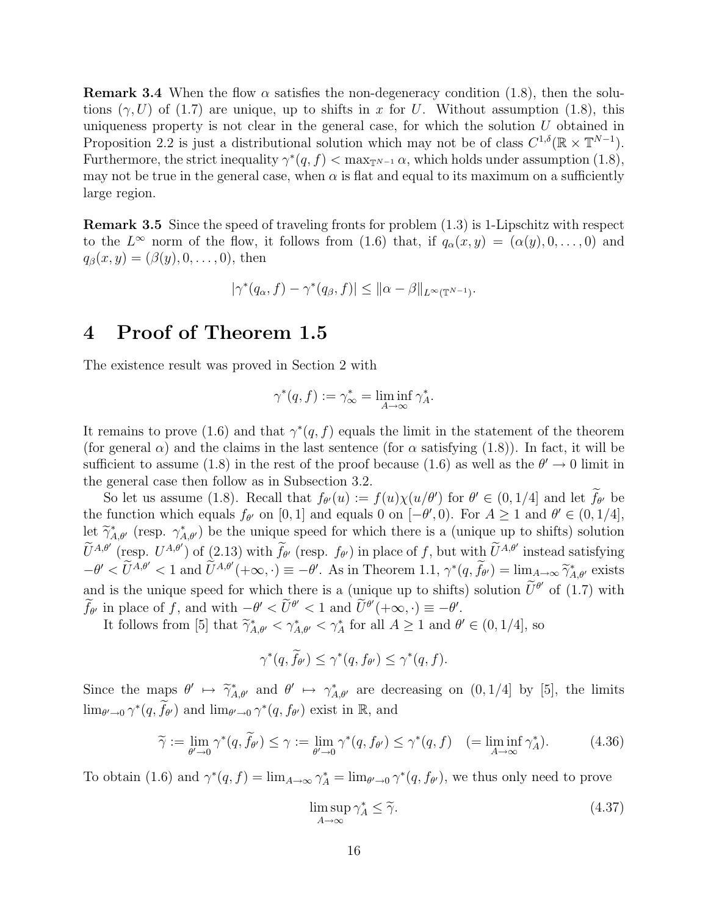**Remark 3.4** When the flow $\alpha$ satisfies the non-degeneracy condition (1.8), then the solutions $(\gamma, U)$ of (1.7) are unique, up to shifts in $x$ for $U$. Without assumption (1.8), this uniqueness property is not clear in the general case, for which the solution $U$ obtained in Proposition 2.2 is just a distributional solution which may not be of class $C^{1,\delta}(\mathbb{R} \times \mathbb{T}^{N-1})$. Furthermore, the strict inequality $\gamma^*(q, f) < \max_{\mathbb{T}^{N-1}} \alpha$, which holds under assumption (1.8), may not be true in the general case, when $\alpha$ is flat and equal to its maximum on a sufficiently large region.

**Remark 3.5** Since the speed of traveling fronts for problem (1.3) is 1-Lipschitz with respect to the $L^\infty$ norm of the flow, it follows from (1.6) that, if $q_\alpha(x, y) = (\alpha(y), 0, \ldots, 0)$ and $q_\beta(x, y) = (\beta(y), 0, \ldots, 0)$, then

$$|\gamma^*(q_\alpha, f) - \gamma^*(q_\beta, f)| \leq \|\alpha - \beta\|_{L^\infty(\mathbb{T}^{N-1})}.$$

# 4 Proof of Theorem 1.5

The existence result was proved in Section 2 with

$$\gamma^*(q, f) := \gamma^*_\infty = \liminf_{A \to \infty} \gamma^*_A.$$

It remains to prove (1.6) and that $\gamma^*(q, f)$ equals the limit in the statement of the theorem (for general $\alpha$) and the claims in the last sentence (for $\alpha$ satisfying (1.8)). In fact, it will be sufficient to assume (1.8) in the rest of the proof because (1.6) as well as the $\theta' \to 0$ limit in the general case then follow as in Subsection 3.2.

So let us assume (1.8). Recall that $f_{\theta'}(u) := f(u)\chi(u/\theta')$ for $\theta' \in (0, 1/4]$ and let $\widetilde{f}_{\theta'}$ be the function which equals $f_{\theta'}$ on $[0, 1]$ and equals 0 on $[-\theta', 0)$. For $A \geq 1$ and $\theta' \in (0, 1/4]$, let $\widetilde{\gamma}^*_{A,\theta'}$ (resp. $\gamma^*_{A,\theta'}$) be the unique speed for which there is a (unique up to shifts) solution $\widetilde{U}^{A,\theta'}$ (resp. $U^{A,\theta'}$) of (2.13) with $\widetilde{f}_{\theta'}$ (resp. $f_{\theta'}$) in place of $f$, but with $\widetilde{U}^{A,\theta'}$ instead satisfying $-\theta' < \widetilde{U}^{A,\theta'} < 1$ and $\widetilde{U}^{A,\theta'}(+\infty, \cdot) \equiv -\theta'$. As in Theorem 1.1, $\gamma^*(q, \widetilde{f}_{\theta'}) = \lim_{A \to \infty} \widetilde{\gamma}^*_{A,\theta'}$ exists and is the unique speed for which there is a (unique up to shifts) solution $\widetilde{U}^{\theta'}$ of (1.7) with $\widetilde{f}_{\theta'}$ in place of $f$, and with $-\theta' < \widetilde{U}^{\theta'} < 1$ and $\widetilde{U}^{\theta'}(+\infty, \cdot) \equiv -\theta'$.

It follows from [5] that $\widetilde{\gamma}^*_{A,\theta'} < \gamma^*_{A,\theta'} < \gamma^*_A$ for all $A \geq 1$ and $\theta' \in (0, 1/4]$, so

$$\gamma^*(q, \widetilde{f}_{\theta'}) \leq \gamma^*(q, f_{\theta'}) \leq \gamma^*(q, f).$$

Since the maps $\theta' \mapsto \widetilde{\gamma}^*_{A,\theta'}$ and $\theta' \mapsto \gamma^*_{A,\theta'}$ are decreasing on $(0, 1/4]$ by [5], the limits $\lim_{\theta' \to 0} \gamma^*(q, \widetilde{f}_{\theta'})$ and $\lim_{\theta' \to 0} \gamma^*(q, f_{\theta'})$ exist in $\mathbb{R}$, and

$$\widetilde{\gamma} := \lim_{\theta' \to 0} \gamma^*(q, \widetilde{f}_{\theta'}) \leq \gamma := \lim_{\theta' \to 0} \gamma^*(q, f_{\theta'}) \leq \gamma^*(q, f) \quad (= \liminf_{A \to \infty} \gamma^*_A). \tag{4.36}$$

To obtain (1.6) and $\gamma^*(q, f) = \lim_{A \to \infty} \gamma^*_A = \lim_{\theta' \to 0} \gamma^*(q, f_{\theta'})$, we thus only need to prove

$$\limsup_{A \to \infty} \gamma^*_A \leq \widetilde{\gamma}. \tag{4.37}$$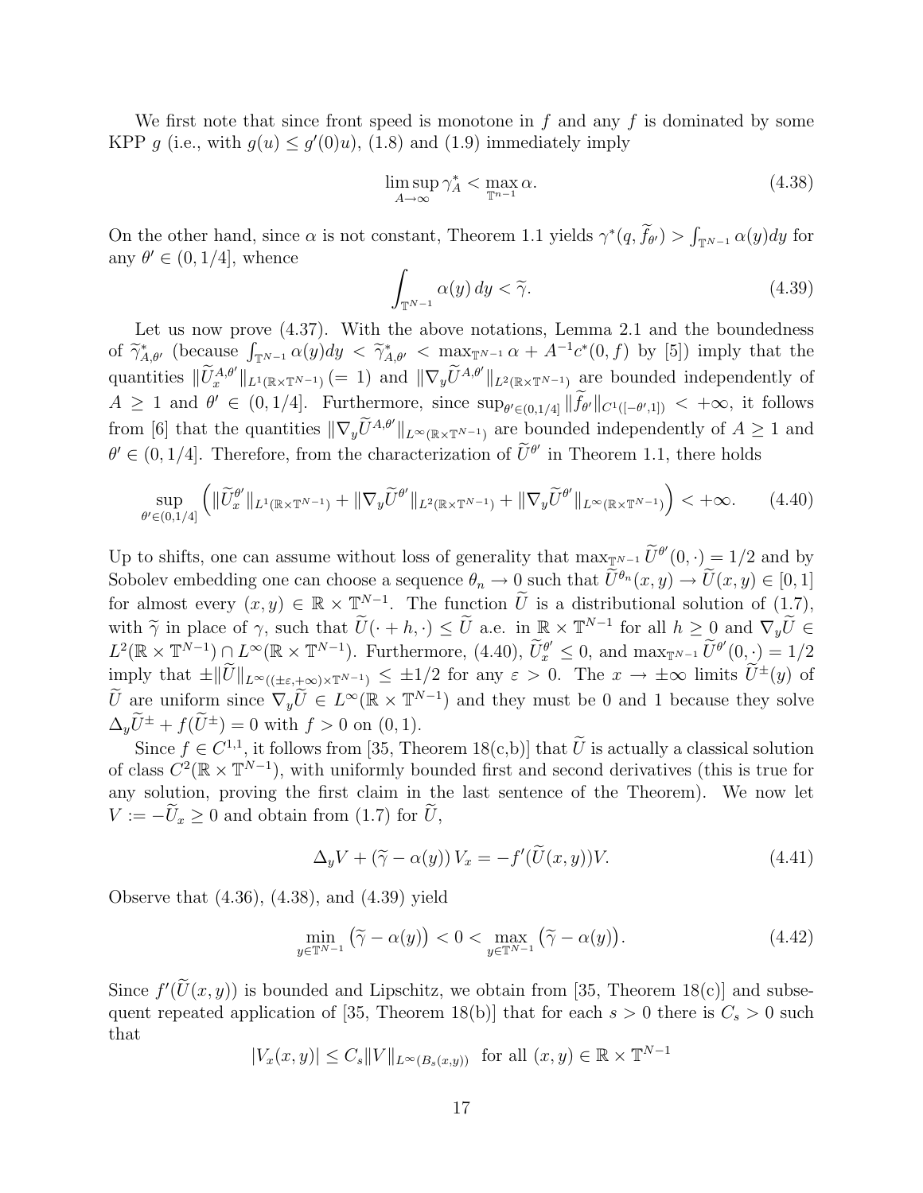We first note that since front speed is monotone in $f$ and any $f$ is dominated by some KPP $g$ (i.e., with $g(u) \le g'(0)u$), (1.8) and (1.9) immediately imply

$$\limsup_{A\to\infty} \gamma_A^* < \max_{\mathbb{T}^{n-1}} \alpha. \tag{4.38}$$

On the other hand, since $\alpha$ is not constant, Theorem 1.1 yields $\gamma^*(q, \widetilde{f}_{\theta'}) > \int_{\mathbb{T}^{N-1}} \alpha(y)dy$ for any $\theta' \in (0, 1/4]$, whence

$$\int_{\mathbb{T}^{N-1}} \alpha(y)\, dy < \widetilde{\gamma}. \tag{4.39}$$

Let us now prove (4.37). With the above notations, Lemma 2.1 and the boundedness of $\widetilde{\gamma}^*_{A,\theta'}$ (because $\int_{\mathbb{T}^{N-1}} \alpha(y)dy < \widetilde{\gamma}^*_{A,\theta'} < \max_{\mathbb{T}^{N-1}} \alpha + A^{-1}c^*(0,f)$ by [5]) imply that the quantities $\|\widetilde{U}_x^{A,\theta'}\|_{L^1(\mathbb{R}\times\mathbb{T}^{N-1})} (= 1)$ and $\|\nabla_y \widetilde{U}^{A,\theta'}\|_{L^2(\mathbb{R}\times\mathbb{T}^{N-1})}$ are bounded independently of $A \ge 1$ and $\theta' \in (0, 1/4]$. Furthermore, since $\sup_{\theta'\in(0,1/4]} \|\widetilde{f}_{\theta'}\|_{C^1([-\theta',1])} < +\infty$, it follows from [6] that the quantities $\|\nabla_y \widetilde{U}^{A,\theta'}\|_{L^\infty(\mathbb{R}\times\mathbb{T}^{N-1})}$ are bounded independently of $A \ge 1$ and $\theta' \in (0, 1/4]$. Therefore, from the characterization of $\widetilde{U}^{\theta'}$ in Theorem 1.1, there holds

$$\sup_{\theta'\in(0,1/4]} \Big( \|\widetilde{U}_x^{\theta'}\|_{L^1(\mathbb{R}\times\mathbb{T}^{N-1})} + \|\nabla_y \widetilde{U}^{\theta'}\|_{L^2(\mathbb{R}\times\mathbb{T}^{N-1})} + \|\nabla_y \widetilde{U}^{\theta'}\|_{L^\infty(\mathbb{R}\times\mathbb{T}^{N-1})} \Big) < +\infty. \tag{4.40}$$

Up to shifts, one can assume without loss of generality that $\max_{\mathbb{T}^{N-1}} \widetilde{U}^{\theta'}(0, \cdot) = 1/2$ and by Sobolev embedding one can choose a sequence $\theta_n \to 0$ such that $\widetilde{U}^{\theta_n}(x, y) \to \widetilde{U}(x, y) \in [0, 1]$ for almost every $(x, y) \in \mathbb{R} \times \mathbb{T}^{N-1}$. The function $\widetilde{U}$ is a distributional solution of (1.7), with $\widetilde{\gamma}$ in place of $\gamma$, such that $\widetilde{U}(\cdot + h, \cdot) \le \widetilde{U}$ a.e. in $\mathbb{R} \times \mathbb{T}^{N-1}$ for all $h \ge 0$ and $\nabla_y \widetilde{U} \in L^2(\mathbb{R} \times \mathbb{T}^{N-1}) \cap L^\infty(\mathbb{R} \times \mathbb{T}^{N-1})$. Furthermore, (4.40), $\widetilde{U}_x^{\theta'} \le 0$, and $\max_{\mathbb{T}^{N-1}} \widetilde{U}^{\theta'}(0, \cdot) = 1/2$ imply that $\pm\|\widetilde{U}\|_{L^\infty((\pm\varepsilon,+\infty)\times\mathbb{T}^{N-1})} \le \pm 1/2$ for any $\varepsilon > 0$. The $x \to \pm\infty$ limits $\widetilde{U}^\pm(y)$ of $\widetilde{U}$ are uniform since $\nabla_y \widetilde{U} \in L^\infty(\mathbb{R} \times \mathbb{T}^{N-1})$ and they must be 0 and 1 because they solve $\Delta_y \widetilde{U}^\pm + f(\widetilde{U}^\pm) = 0$ with $f > 0$ on $(0, 1)$.

Since $f \in C^{1,1}$, it follows from [35, Theorem 18(c,b)] that $\widetilde{U}$ is actually a classical solution of class $C^2(\mathbb{R} \times \mathbb{T}^{N-1})$, with uniformly bounded first and second derivatives (this is true for any solution, proving the first claim in the last sentence of the Theorem). We now let $V := -\widetilde{U}_x \ge 0$ and obtain from (1.7) for $\widetilde{U}$,

$$\Delta_y V + (\widetilde{\gamma} - \alpha(y))\, V_x = -f'(\widetilde{U}(x, y))V. \tag{4.41}$$

Observe that (4.36), (4.38), and (4.39) yield

$$\min_{y\in\mathbb{T}^{N-1}} \big(\widetilde{\gamma} - \alpha(y)\big) < 0 < \max_{y\in\mathbb{T}^{N-1}} \big(\widetilde{\gamma} - \alpha(y)\big). \tag{4.42}$$

Since $f'(\widetilde{U}(x, y))$ is bounded and Lipschitz, we obtain from [35, Theorem 18(c)] and subsequent repeated application of [35, Theorem 18(b)] that for each $s > 0$ there is $C_s > 0$ such that

$$|V_x(x, y)| \le C_s \|V\|_{L^\infty(B_s(x,y))} \;\text{ for all } (x, y) \in \mathbb{R} \times \mathbb{T}^{N-1}$$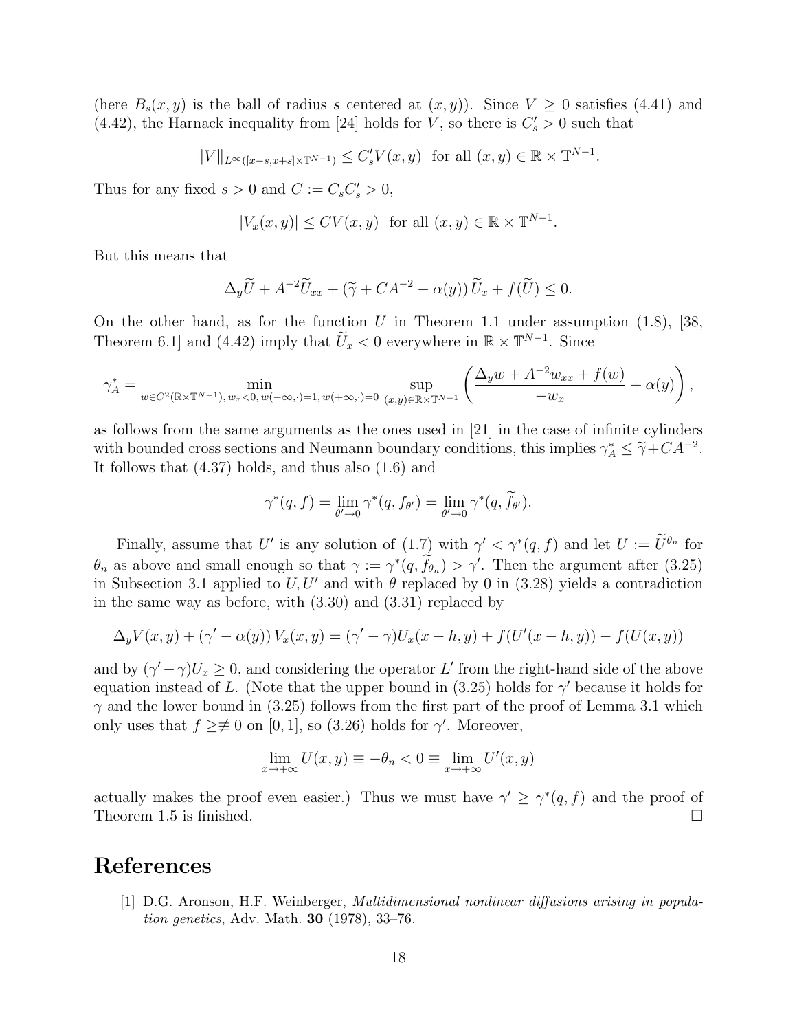(here $B_s(x,y)$ is the ball of radius $s$ centered at $(x,y)$). Since $V \geq 0$ satisfies (4.41) and (4.42), the Harnack inequality from [24] holds for $V$, so there is $C_s' > 0$ such that

$$\|V\|_{L^\infty([x-s,x+s]\times\mathbb{T}^{N-1})} \leq C_s' V(x,y) \text{ for all } (x,y) \in \mathbb{R}\times\mathbb{T}^{N-1}.$$

Thus for any fixed $s > 0$ and $C := C_s C_s' > 0$,

$$|V_x(x,y)| \leq CV(x,y) \text{ for all } (x,y) \in \mathbb{R}\times\mathbb{T}^{N-1}.$$

But this means that

$$\Delta_y \widetilde{U} + A^{-2}\widetilde{U}_{xx} + (\widetilde{\gamma} + CA^{-2} - \alpha(y))\,\widetilde{U}_x + f(\widetilde{U}) \leq 0.$$

On the other hand, as for the function $U$ in Theorem 1.1 under assumption (1.8), [38, Theorem 6.1] and (4.42) imply that $\widetilde{U}_x < 0$ everywhere in $\mathbb{R}\times\mathbb{T}^{N-1}$. Since

$$\gamma_A^* = \min_{w\in C^2(\mathbb{R}\times\mathbb{T}^{N-1}),\, w_x<0,\, w(-\infty,\cdot)=1,\, w(+\infty,\cdot)=0}\ \sup_{(x,y)\in\mathbb{R}\times\mathbb{T}^{N-1}} \left( \frac{\Delta_y w + A^{-2}w_{xx} + f(w)}{-w_x} + \alpha(y) \right),$$

as follows from the same arguments as the ones used in [21] in the case of infinite cylinders with bounded cross sections and Neumann boundary conditions, this implies $\gamma_A^* \leq \widetilde{\gamma} + CA^{-2}$. It follows that (4.37) holds, and thus also (1.6) and

$$\gamma^*(q,f) = \lim_{\theta'\to 0} \gamma^*(q,f_{\theta'}) = \lim_{\theta'\to 0} \gamma^*(q,\widetilde{f}_{\theta'}).$$

Finally, assume that $U'$ is any solution of (1.7) with $\gamma' < \gamma^*(q,f)$ and let $U := \widetilde{U}^{\theta_n}$ for $\theta_n$ as above and small enough so that $\gamma := \gamma^*(q,\widetilde{f}_{\theta_n}) > \gamma'$. Then the argument after (3.25) in Subsection 3.1 applied to $U, U'$ and with $\theta$ replaced by 0 in (3.28) yields a contradiction in the same way as before, with (3.30) and (3.31) replaced by

$$\Delta_y V(x,y) + (\gamma' - \alpha(y))\, V_x(x,y) = (\gamma' - \gamma)U_x(x-h,y) + f(U'(x-h,y)) - f(U(x,y))$$

and by $(\gamma' - \gamma)U_x \geq 0$, and considering the operator $L'$ from the right-hand side of the above equation instead of $L$. (Note that the upper bound in (3.25) holds for $\gamma'$ because it holds for $\gamma$ and the lower bound in (3.25) follows from the first part of the proof of Lemma 3.1 which only uses that $f \geq\not\equiv 0$ on $[0,1]$, so (3.26) holds for $\gamma'$. Moreover,

$$\lim_{x\to+\infty} U(x,y) \equiv -\theta_n < 0 \equiv \lim_{x\to+\infty} U'(x,y)$$

actually makes the proof even easier.) Thus we must have $\gamma' \geq \gamma^*(q,f)$ and the proof of Theorem 1.5 is finished. □

# References

[1] D.G. Aronson, H.F. Weinberger, *Multidimensional nonlinear diffusions arising in population genetics*, Adv. Math. **30** (1978), 33–76.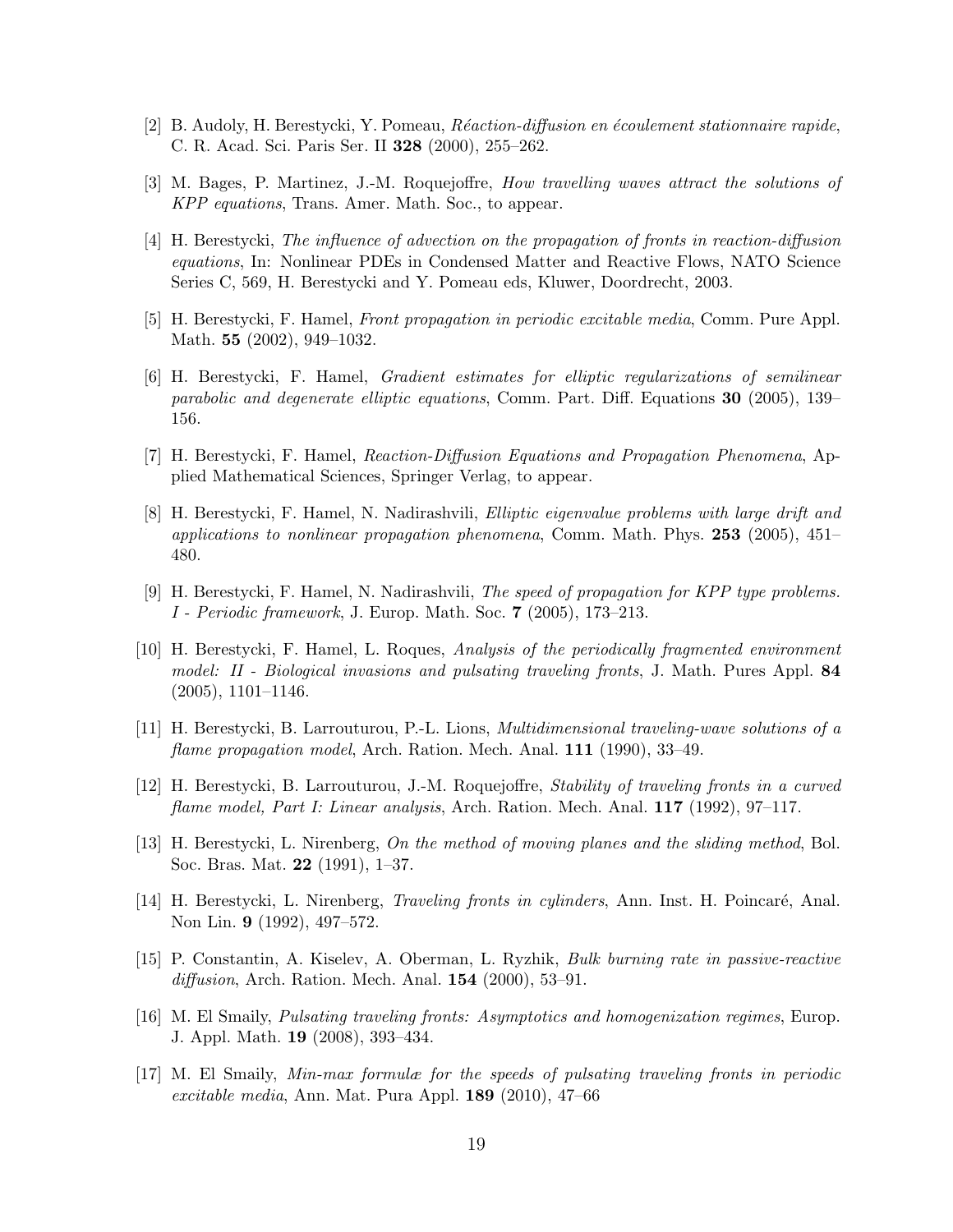[2] B. Audoly, H. Berestycki, Y. Pomeau, *Réaction-diffusion en écoulement stationnaire rapide*, C. R. Acad. Sci. Paris Ser. II **328** (2000), 255–262.

[3] M. Bages, P. Martinez, J.-M. Roquejoffre, *How travelling waves attract the solutions of KPP equations*, Trans. Amer. Math. Soc., to appear.

[4] H. Berestycki, *The influence of advection on the propagation of fronts in reaction-diffusion equations*, In: Nonlinear PDEs in Condensed Matter and Reactive Flows, NATO Science Series C, 569, H. Berestycki and Y. Pomeau eds, Kluwer, Doordrecht, 2003.

[5] H. Berestycki, F. Hamel, *Front propagation in periodic excitable media*, Comm. Pure Appl. Math. **55** (2002), 949–1032.

[6] H. Berestycki, F. Hamel, *Gradient estimates for elliptic regularizations of semilinear parabolic and degenerate elliptic equations*, Comm. Part. Diff. Equations **30** (2005), 139–156.

[7] H. Berestycki, F. Hamel, *Reaction-Diffusion Equations and Propagation Phenomena*, Applied Mathematical Sciences, Springer Verlag, to appear.

[8] H. Berestycki, F. Hamel, N. Nadirashvili, *Elliptic eigenvalue problems with large drift and applications to nonlinear propagation phenomena*, Comm. Math. Phys. **253** (2005), 451–480.

[9] H. Berestycki, F. Hamel, N. Nadirashvili, *The speed of propagation for KPP type problems. I - Periodic framework*, J. Europ. Math. Soc. **7** (2005), 173–213.

[10] H. Berestycki, F. Hamel, L. Roques, *Analysis of the periodically fragmented environment model: II - Biological invasions and pulsating traveling fronts*, J. Math. Pures Appl. **84** (2005), 1101–1146.

[11] H. Berestycki, B. Larrouturou, P.-L. Lions, *Multidimensional traveling-wave solutions of a flame propagation model*, Arch. Ration. Mech. Anal. **111** (1990), 33–49.

[12] H. Berestycki, B. Larrouturou, J.-M. Roquejoffre, *Stability of traveling fronts in a curved flame model, Part I: Linear analysis*, Arch. Ration. Mech. Anal. **117** (1992), 97–117.

[13] H. Berestycki, L. Nirenberg, *On the method of moving planes and the sliding method*, Bol. Soc. Bras. Mat. **22** (1991), 1–37.

[14] H. Berestycki, L. Nirenberg, *Traveling fronts in cylinders*, Ann. Inst. H. Poincaré, Anal. Non Lin. **9** (1992), 497–572.

[15] P. Constantin, A. Kiselev, A. Oberman, L. Ryzhik, *Bulk burning rate in passive-reactive diffusion*, Arch. Ration. Mech. Anal. **154** (2000), 53–91.

[16] M. El Smaily, *Pulsating traveling fronts: Asymptotics and homogenization regimes*, Europ. J. Appl. Math. **19** (2008), 393–434.

[17] M. El Smaily, *Min-max formulæ for the speeds of pulsating traveling fronts in periodic excitable media*, Ann. Mat. Pura Appl. **189** (2010), 47–66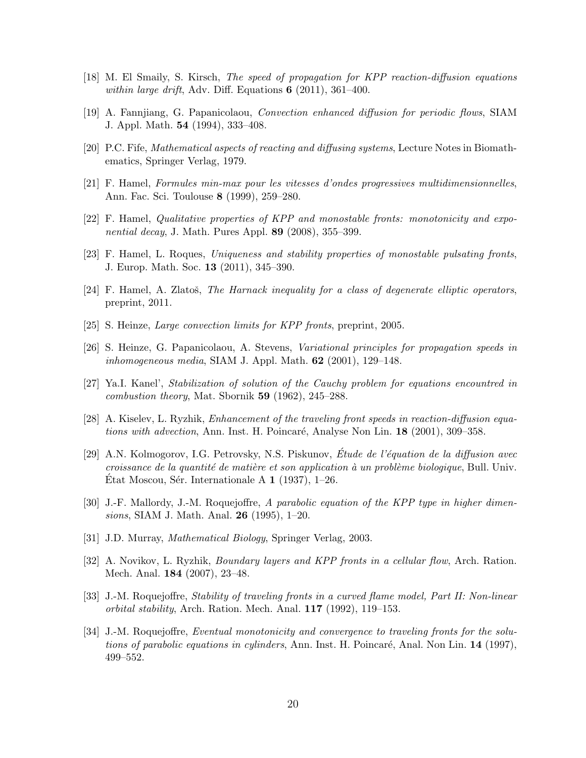[18] M. El Smaily, S. Kirsch, *The speed of propagation for KPP reaction-diffusion equations within large drift*, Adv. Diff. Equations **6** (2011), 361–400.

[19] A. Fannjiang, G. Papanicolaou, *Convection enhanced diffusion for periodic flows*, SIAM J. Appl. Math. **54** (1994), 333–408.

[20] P.C. Fife, *Mathematical aspects of reacting and diffusing systems*, Lecture Notes in Biomathematics, Springer Verlag, 1979.

[21] F. Hamel, *Formules min-max pour les vitesses d'ondes progressives multidimensionnelles*, Ann. Fac. Sci. Toulouse **8** (1999), 259–280.

[22] F. Hamel, *Qualitative properties of KPP and monostable fronts: monotonicity and exponential decay*, J. Math. Pures Appl. **89** (2008), 355–399.

[23] F. Hamel, L. Roques, *Uniqueness and stability properties of monostable pulsating fronts*, J. Europ. Math. Soc. **13** (2011), 345–390.

[24] F. Hamel, A. Zlatoš, *The Harnack inequality for a class of degenerate elliptic operators*, preprint, 2011.

[25] S. Heinze, *Large convection limits for KPP fronts*, preprint, 2005.

[26] S. Heinze, G. Papanicolaou, A. Stevens, *Variational principles for propagation speeds in inhomogeneous media*, SIAM J. Appl. Math. **62** (2001), 129–148.

[27] Ya.I. Kanel', *Stabilization of solution of the Cauchy problem for equations encountred in combustion theory*, Mat. Sbornik **59** (1962), 245–288.

[28] A. Kiselev, L. Ryzhik, *Enhancement of the traveling front speeds in reaction-diffusion equations with advection*, Ann. Inst. H. Poincaré, Analyse Non Lin. **18** (2001), 309–358.

[29] A.N. Kolmogorov, I.G. Petrovsky, N.S. Piskunov, *Étude de l'équation de la diffusion avec croissance de la quantité de matière et son application à un problème biologique*, Bull. Univ. État Moscou, Sér. Internationale A **1** (1937), 1–26.

[30] J.-F. Mallordy, J.-M. Roquejoffre, *A parabolic equation of the KPP type in higher dimensions*, SIAM J. Math. Anal. **26** (1995), 1–20.

[31] J.D. Murray, *Mathematical Biology*, Springer Verlag, 2003.

[32] A. Novikov, L. Ryzhik, *Boundary layers and KPP fronts in a cellular flow*, Arch. Ration. Mech. Anal. **184** (2007), 23–48.

[33] J.-M. Roquejoffre, *Stability of traveling fronts in a curved flame model, Part II: Non-linear orbital stability*, Arch. Ration. Mech. Anal. **117** (1992), 119–153.

[34] J.-M. Roquejoffre, *Eventual monotonicity and convergence to traveling fronts for the solutions of parabolic equations in cylinders*, Ann. Inst. H. Poincaré, Anal. Non Lin. **14** (1997), 499–552.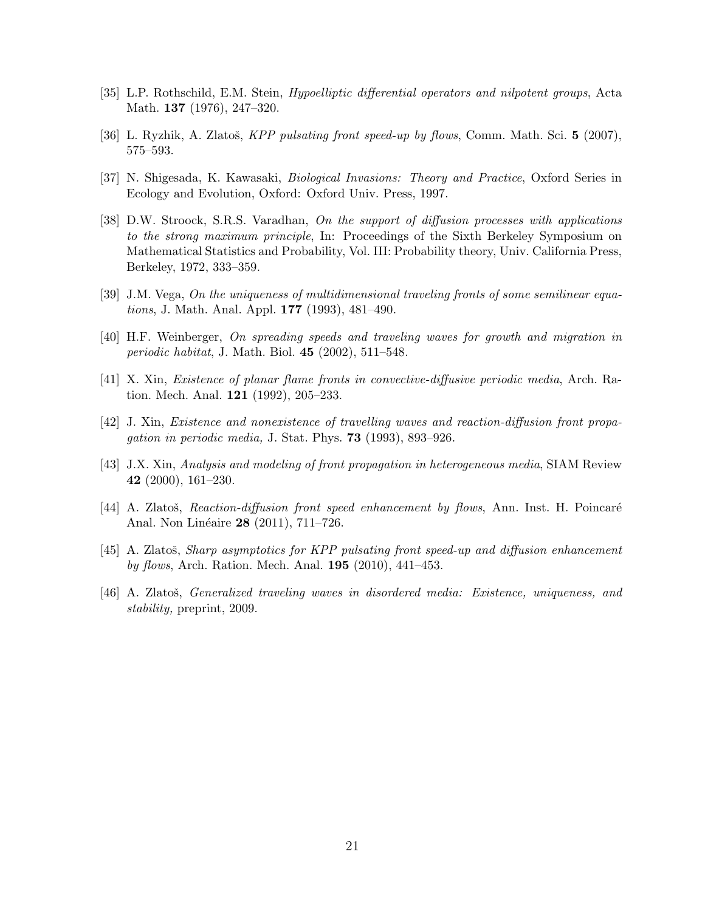[35] L.P. Rothschild, E.M. Stein, *Hypoelliptic differential operators and nilpotent groups*, Acta Math. **137** (1976), 247–320.

[36] L. Ryzhik, A. Zlatoš, *KPP pulsating front speed-up by flows*, Comm. Math. Sci. **5** (2007), 575–593.

[37] N. Shigesada, K. Kawasaki, *Biological Invasions: Theory and Practice*, Oxford Series in Ecology and Evolution, Oxford: Oxford Univ. Press, 1997.

[38] D.W. Stroock, S.R.S. Varadhan, *On the support of diffusion processes with applications to the strong maximum principle*, In: Proceedings of the Sixth Berkeley Symposium on Mathematical Statistics and Probability, Vol. III: Probability theory, Univ. California Press, Berkeley, 1972, 333–359.

[39] J.M. Vega, *On the uniqueness of multidimensional traveling fronts of some semilinear equations*, J. Math. Anal. Appl. **177** (1993), 481–490.

[40] H.F. Weinberger, *On spreading speeds and traveling waves for growth and migration in periodic habitat*, J. Math. Biol. **45** (2002), 511–548.

[41] X. Xin, *Existence of planar flame fronts in convective-diffusive periodic media*, Arch. Ration. Mech. Anal. **121** (1992), 205–233.

[42] J. Xin, *Existence and nonexistence of travelling waves and reaction-diffusion front propagation in periodic media,* J. Stat. Phys. **73** (1993), 893–926.

[43] J.X. Xin, *Analysis and modeling of front propagation in heterogeneous media*, SIAM Review **42** (2000), 161–230.

[44] A. Zlatoš, *Reaction-diffusion front speed enhancement by flows*, Ann. Inst. H. Poincaré Anal. Non Linéaire **28** (2011), 711–726.

[45] A. Zlatoš, *Sharp asymptotics for KPP pulsating front speed-up and diffusion enhancement by flows*, Arch. Ration. Mech. Anal. **195** (2010), 441–453.

[46] A. Zlatoš, *Generalized traveling waves in disordered media: Existence, uniqueness, and stability,* preprint, 2009.